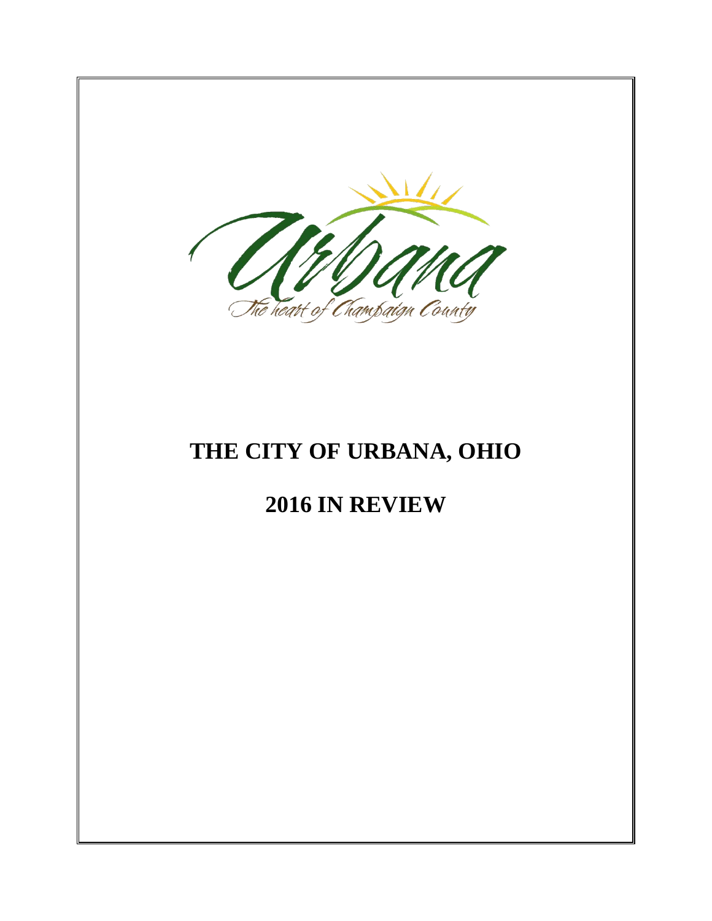# THE CITY OF URBANA, OHIO

# 2016 IN REVIEW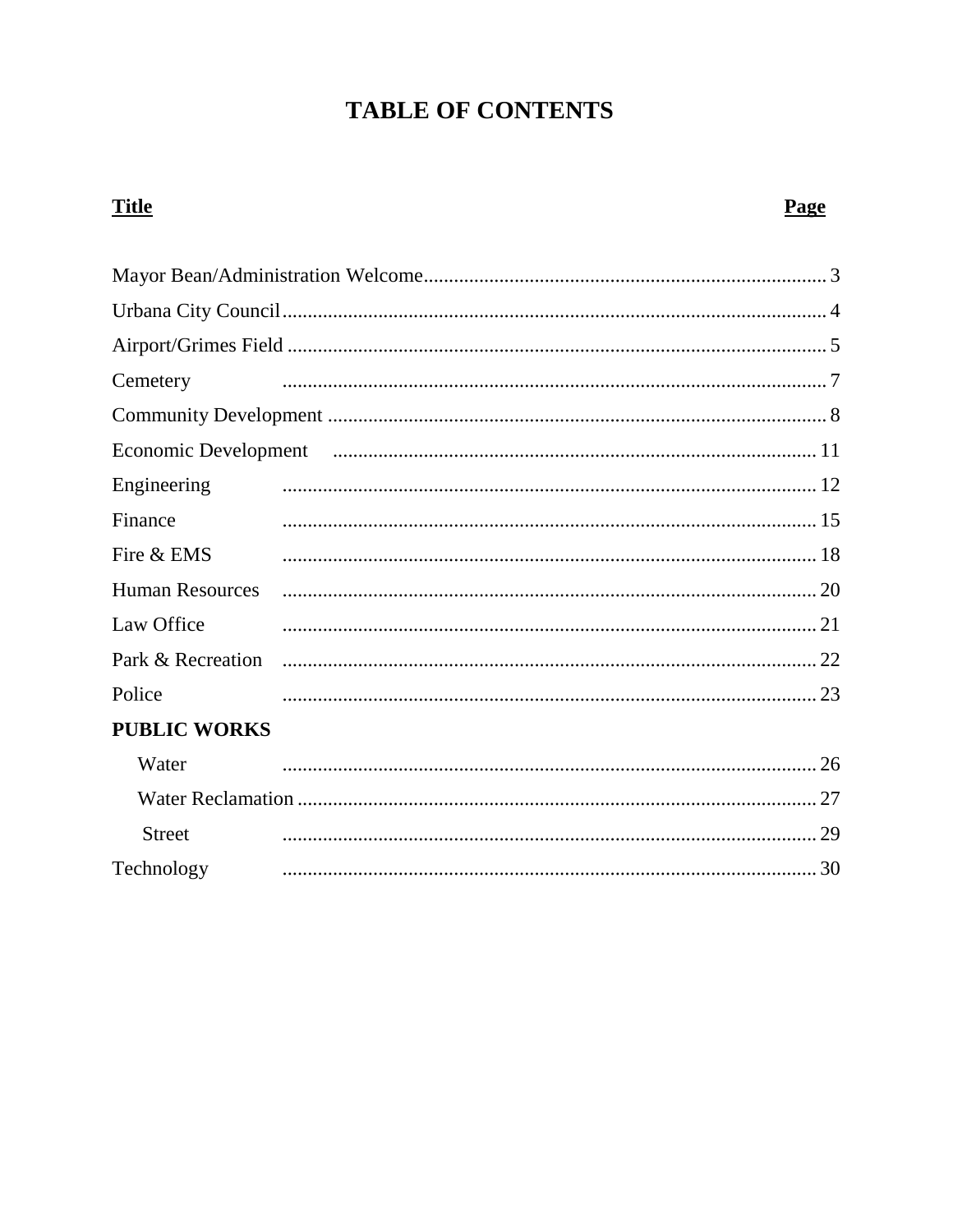# TABLE OF CONTENTS

| Title | Page |
|---|---|
| Mayor Bean/Administration Welcome | 3 |
| Urbana City Council | 4 |
| Airport/Grimes Field | 5 |
| Cemetery | 7 |
| Community Development | 8 |
| Economic Development | 11 |
| Engineering | 12 |
| Finance | 15 |
| Fire & EMS | 18 |
| Human Resources | 20 |
| Law Office | 21 |
| Park & Recreation | 22 |
| Police | 23 |
| **PUBLIC WORKS** | |
| Water | 26 |
| Water Reclamation | 27 |
| Street | 29 |
| Technology | 30 |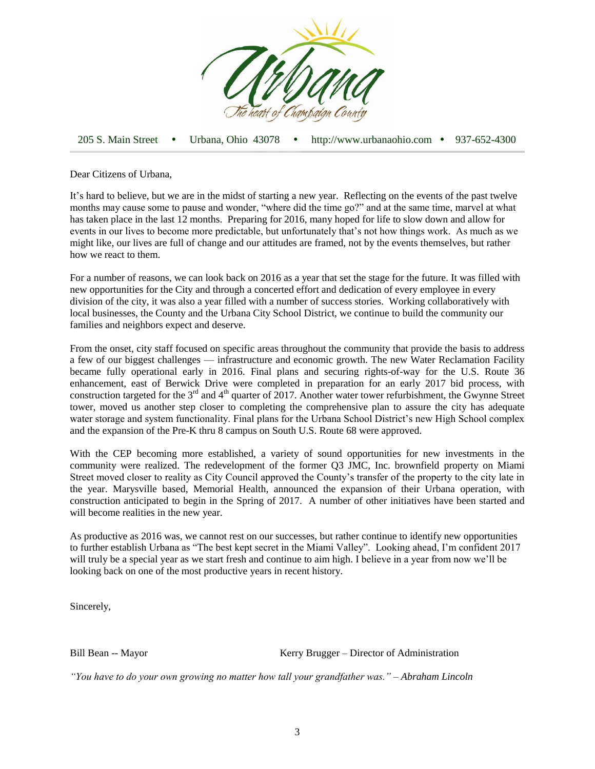Urbana
*The heart of Champaign County*

205 S. Main Street • Urbana, Ohio 43078 • http://www.urbanaohio.com • 937-652-4300

Dear Citizens of Urbana,

It's hard to believe, but we are in the midst of starting a new year. Reflecting on the events of the past twelve months may cause some to pause and wonder, "where did the time go?" and at the same time, marvel at what has taken place in the last 12 months. Preparing for 2016, many hoped for life to slow down and allow for events in our lives to become more predictable, but unfortunately that's not how things work. As much as we might like, our lives are full of change and our attitudes are framed, not by the events themselves, but rather how we react to them.

For a number of reasons, we can look back on 2016 as a year that set the stage for the future. It was filled with new opportunities for the City and through a concerted effort and dedication of every employee in every division of the city, it was also a year filled with a number of success stories. Working collaboratively with local businesses, the County and the Urbana City School District, we continue to build the community our families and neighbors expect and deserve.

From the onset, city staff focused on specific areas throughout the community that provide the basis to address a few of our biggest challenges — infrastructure and economic growth. The new Water Reclamation Facility became fully operational early in 2016. Final plans and securing rights-of-way for the U.S. Route 36 enhancement, east of Berwick Drive were completed in preparation for an early 2017 bid process, with construction targeted for the 3rd and 4th quarter of 2017. Another water tower refurbishment, the Gwynne Street tower, moved us another step closer to completing the comprehensive plan to assure the city has adequate water storage and system functionality. Final plans for the Urbana School District's new High School complex and the expansion of the Pre-K thru 8 campus on South U.S. Route 68 were approved.

With the CEP becoming more established, a variety of sound opportunities for new investments in the community were realized. The redevelopment of the former Q3 JMC, Inc. brownfield property on Miami Street moved closer to reality as City Council approved the County's transfer of the property to the city late in the year. Marysville based, Memorial Health, announced the expansion of their Urbana operation, with construction anticipated to begin in the Spring of 2017. A number of other initiatives have been started and will become realities in the new year.

As productive as 2016 was, we cannot rest on our successes, but rather continue to identify new opportunities to further establish Urbana as "The best kept secret in the Miami Valley". Looking ahead, I'm confident 2017 will truly be a special year as we start fresh and continue to aim high. I believe in a year from now we'll be looking back on one of the most productive years in recent history.

Sincerely,

Bill Bean -- Mayor

Kerry Brugger – Director of Administration

*"You have to do your own growing no matter how tall your grandfather was." – Abraham Lincoln*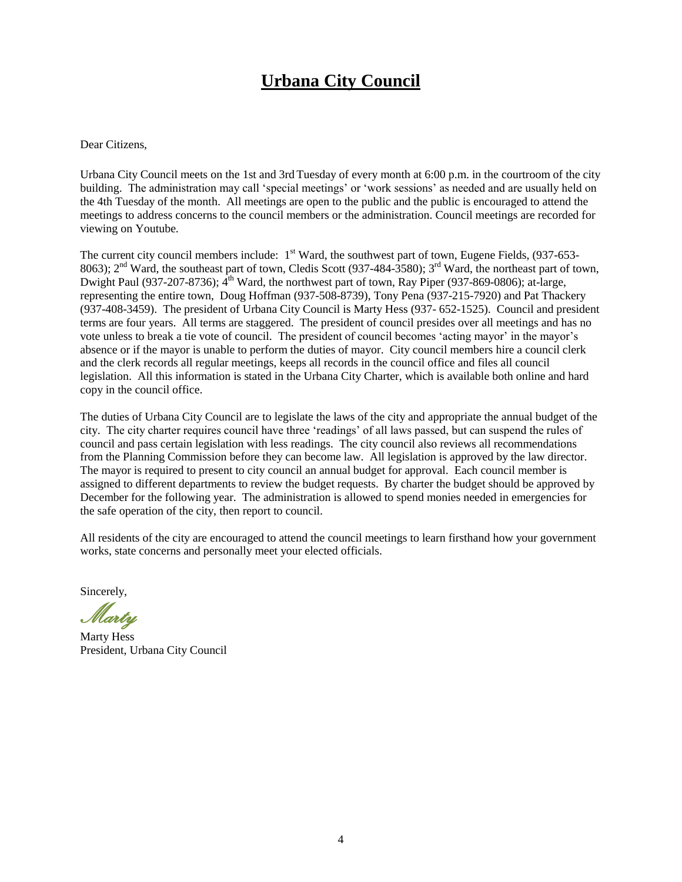# **Urbana City Council**

Dear Citizens,

Urbana City Council meets on the 1st and 3rd Tuesday of every month at 6:00 p.m. in the courtroom of the city building. The administration may call 'special meetings' or 'work sessions' as needed and are usually held on the 4th Tuesday of the month. All meetings are open to the public and the public is encouraged to attend the meetings to address concerns to the council members or the administration. Council meetings are recorded for viewing on Youtube.

The current city council members include: 1st Ward, the southwest part of town, Eugene Fields, (937-653-8063); 2nd Ward, the southeast part of town, Cledis Scott (937-484-3580); 3rd Ward, the northeast part of town, Dwight Paul (937-207-8736); 4th Ward, the northwest part of town, Ray Piper (937-869-0806); at-large, representing the entire town, Doug Hoffman (937-508-8739), Tony Pena (937-215-7920) and Pat Thackery (937-408-3459). The president of Urbana City Council is Marty Hess (937- 652-1525). Council and president terms are four years. All terms are staggered. The president of council presides over all meetings and has no vote unless to break a tie vote of council. The president of council becomes 'acting mayor' in the mayor's absence or if the mayor is unable to perform the duties of mayor. City council members hire a council clerk and the clerk records all regular meetings, keeps all records in the council office and files all council legislation. All this information is stated in the Urbana City Charter, which is available both online and hard copy in the council office.

The duties of Urbana City Council are to legislate the laws of the city and appropriate the annual budget of the city. The city charter requires council have three 'readings' of all laws passed, but can suspend the rules of council and pass certain legislation with less readings. The city council also reviews all recommendations from the Planning Commission before they can become law. All legislation is approved by the law director. The mayor is required to present to city council an annual budget for approval. Each council member is assigned to different departments to review the budget requests. By charter the budget should be approved by December for the following year. The administration is allowed to spend monies needed in emergencies for the safe operation of the city, then report to council.

All residents of the city are encouraged to attend the council meetings to learn firsthand how your government works, state concerns and personally meet your elected officials.

Sincerely,

*Marty*

Marty Hess
President, Urbana City Council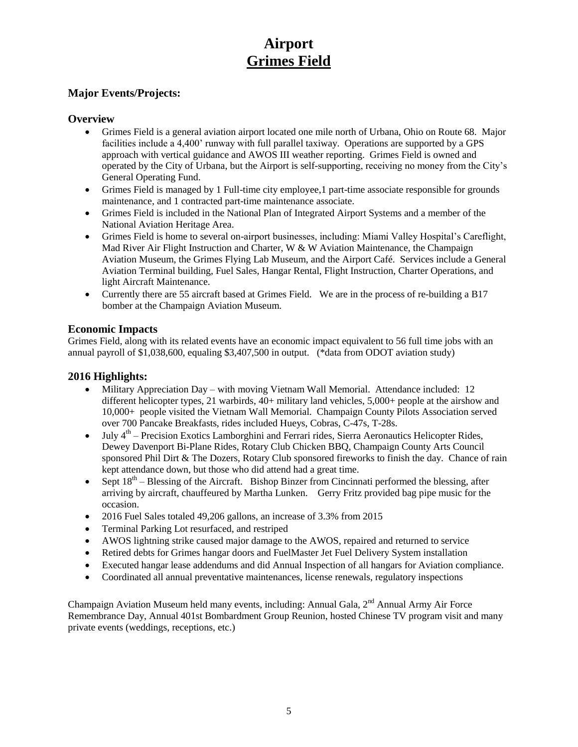# Airport
# Grimes Field

## Major Events/Projects:

### Overview

- Grimes Field is a general aviation airport located one mile north of Urbana, Ohio on Route 68. Major facilities include a 4,400' runway with full parallel taxiway. Operations are supported by a GPS approach with vertical guidance and AWOS III weather reporting. Grimes Field is owned and operated by the City of Urbana, but the Airport is self-supporting, receiving no money from the City's General Operating Fund.
- Grimes Field is managed by 1 Full-time city employee,1 part-time associate responsible for grounds maintenance, and 1 contracted part-time maintenance associate.
- Grimes Field is included in the National Plan of Integrated Airport Systems and a member of the National Aviation Heritage Area.
- Grimes Field is home to several on-airport businesses, including: Miami Valley Hospital's Careflight, Mad River Air Flight Instruction and Charter, W & W Aviation Maintenance, the Champaign Aviation Museum, the Grimes Flying Lab Museum, and the Airport Café. Services include a General Aviation Terminal building, Fuel Sales, Hangar Rental, Flight Instruction, Charter Operations, and light Aircraft Maintenance.
- Currently there are 55 aircraft based at Grimes Field. We are in the process of re-building a B17 bomber at the Champaign Aviation Museum.

### Economic Impacts

Grimes Field, along with its related events have an economic impact equivalent to 56 full time jobs with an annual payroll of $1,038,600, equaling $3,407,500 in output. (*data from ODOT aviation study)

### 2016 Highlights:

- Military Appreciation Day – with moving Vietnam Wall Memorial. Attendance included: 12 different helicopter types, 21 warbirds, 40+ military land vehicles, 5,000+ people at the airshow and 10,000+ people visited the Vietnam Wall Memorial. Champaign County Pilots Association served over 700 Pancake Breakfasts, rides included Hueys, Cobras, C-47s, T-28s.
- July 4th – Precision Exotics Lamborghini and Ferrari rides, Sierra Aeronautics Helicopter Rides, Dewey Davenport Bi-Plane Rides, Rotary Club Chicken BBQ, Champaign County Arts Council sponsored Phil Dirt & The Dozers, Rotary Club sponsored fireworks to finish the day. Chance of rain kept attendance down, but those who did attend had a great time.
- Sept 18th – Blessing of the Aircraft. Bishop Binzer from Cincinnati performed the blessing, after arriving by aircraft, chauffeured by Martha Lunken. Gerry Fritz provided bag pipe music for the occasion.
- 2016 Fuel Sales totaled 49,206 gallons, an increase of 3.3% from 2015
- Terminal Parking Lot resurfaced, and restriped
- AWOS lightning strike caused major damage to the AWOS, repaired and returned to service
- Retired debts for Grimes hangar doors and FuelMaster Jet Fuel Delivery System installation
- Executed hangar lease addendums and did Annual Inspection of all hangars for Aviation compliance.
- Coordinated all annual preventative maintenances, license renewals, regulatory inspections

Champaign Aviation Museum held many events, including: Annual Gala, 2nd Annual Army Air Force Remembrance Day, Annual 401st Bombardment Group Reunion, hosted Chinese TV program visit and many private events (weddings, receptions, etc.)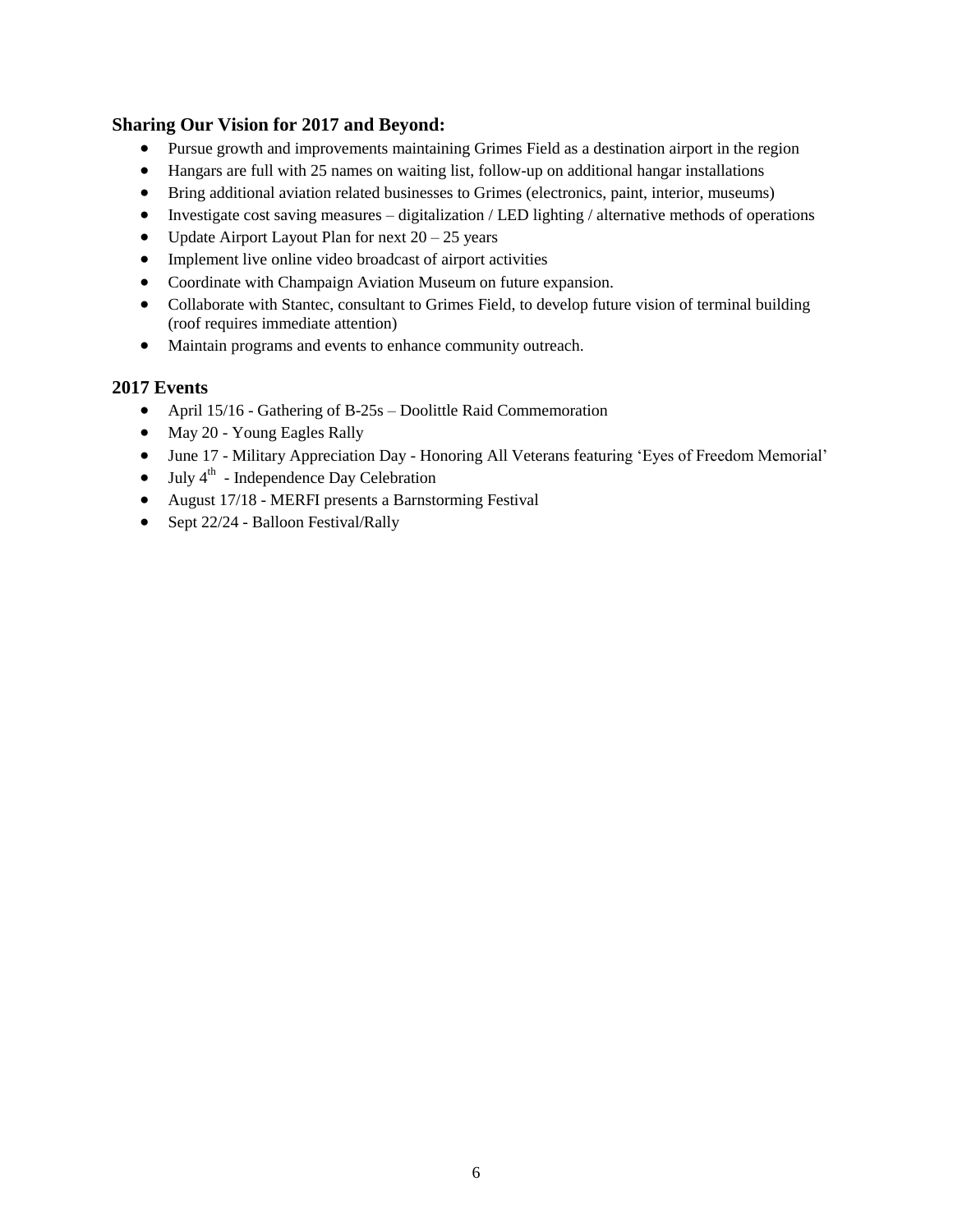## Sharing Our Vision for 2017 and Beyond:

- Pursue growth and improvements maintaining Grimes Field as a destination airport in the region
- Hangars are full with 25 names on waiting list, follow-up on additional hangar installations
- Bring additional aviation related businesses to Grimes (electronics, paint, interior, museums)
- Investigate cost saving measures – digitalization / LED lighting / alternative methods of operations
- Update Airport Layout Plan for next 20 – 25 years
- Implement live online video broadcast of airport activities
- Coordinate with Champaign Aviation Museum on future expansion.
- Collaborate with Stantec, consultant to Grimes Field, to develop future vision of terminal building (roof requires immediate attention)
- Maintain programs and events to enhance community outreach.

## 2017 Events

- April 15/16 - Gathering of B-25s – Doolittle Raid Commemoration
- May 20 - Young Eagles Rally
- June 17 - Military Appreciation Day - Honoring All Veterans featuring 'Eyes of Freedom Memorial'
- July 4th - Independence Day Celebration
- August 17/18 - MERFI presents a Barnstorming Festival
- Sept 22/24 - Balloon Festival/Rally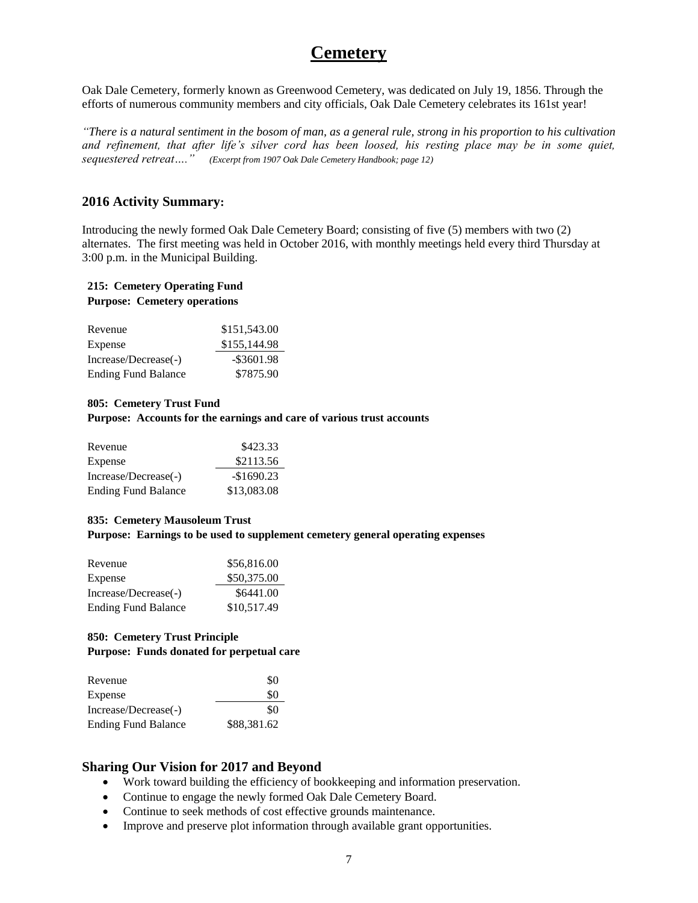# Cemetery

Oak Dale Cemetery, formerly known as Greenwood Cemetery, was dedicated on July 19, 1856. Through the efforts of numerous community members and city officials, Oak Dale Cemetery celebrates its 161st year!

*"There is a natural sentiment in the bosom of man, as a general rule, strong in his proportion to his cultivation and refinement, that after life's silver cord has been loosed, his resting place may be in some quiet, sequestered retreat…." (Excerpt from 1907 Oak Dale Cemetery Handbook; page 12)*

## 2016 Activity Summary:

Introducing the newly formed Oak Dale Cemetery Board; consisting of five (5) members with two (2) alternates. The first meeting was held in October 2016, with monthly meetings held every third Thursday at 3:00 p.m. in the Municipal Building.

**215: Cemetery Operating Fund**
**Purpose: Cemetery operations**

| | |
|---|---|
| Revenue | $151,543.00 |
| Expense | $155,144.98 |
| Increase/Decrease(-) | -$3601.98 |
| Ending Fund Balance | $7875.90 |

**805: Cemetery Trust Fund**
**Purpose: Accounts for the earnings and care of various trust accounts**

| | |
|---|---|
| Revenue | $423.33 |
| Expense | $2113.56 |
| Increase/Decrease(-) | -$1690.23 |
| Ending Fund Balance | $13,083.08 |

**835: Cemetery Mausoleum Trust**
**Purpose: Earnings to be used to supplement cemetery general operating expenses**

| | |
|---|---|
| Revenue | $56,816.00 |
| Expense | $50,375.00 |
| Increase/Decrease(-) | $6441.00 |
| Ending Fund Balance | $10,517.49 |

**850: Cemetery Trust Principle**
**Purpose: Funds donated for perpetual care**

| | |
|---|---|
| Revenue | $0 |
| Expense | $0 |
| Increase/Decrease(-) | $0 |
| Ending Fund Balance | $88,381.62 |

## Sharing Our Vision for 2017 and Beyond

- Work toward building the efficiency of bookkeeping and information preservation.
- Continue to engage the newly formed Oak Dale Cemetery Board.
- Continue to seek methods of cost effective grounds maintenance.
- Improve and preserve plot information through available grant opportunities.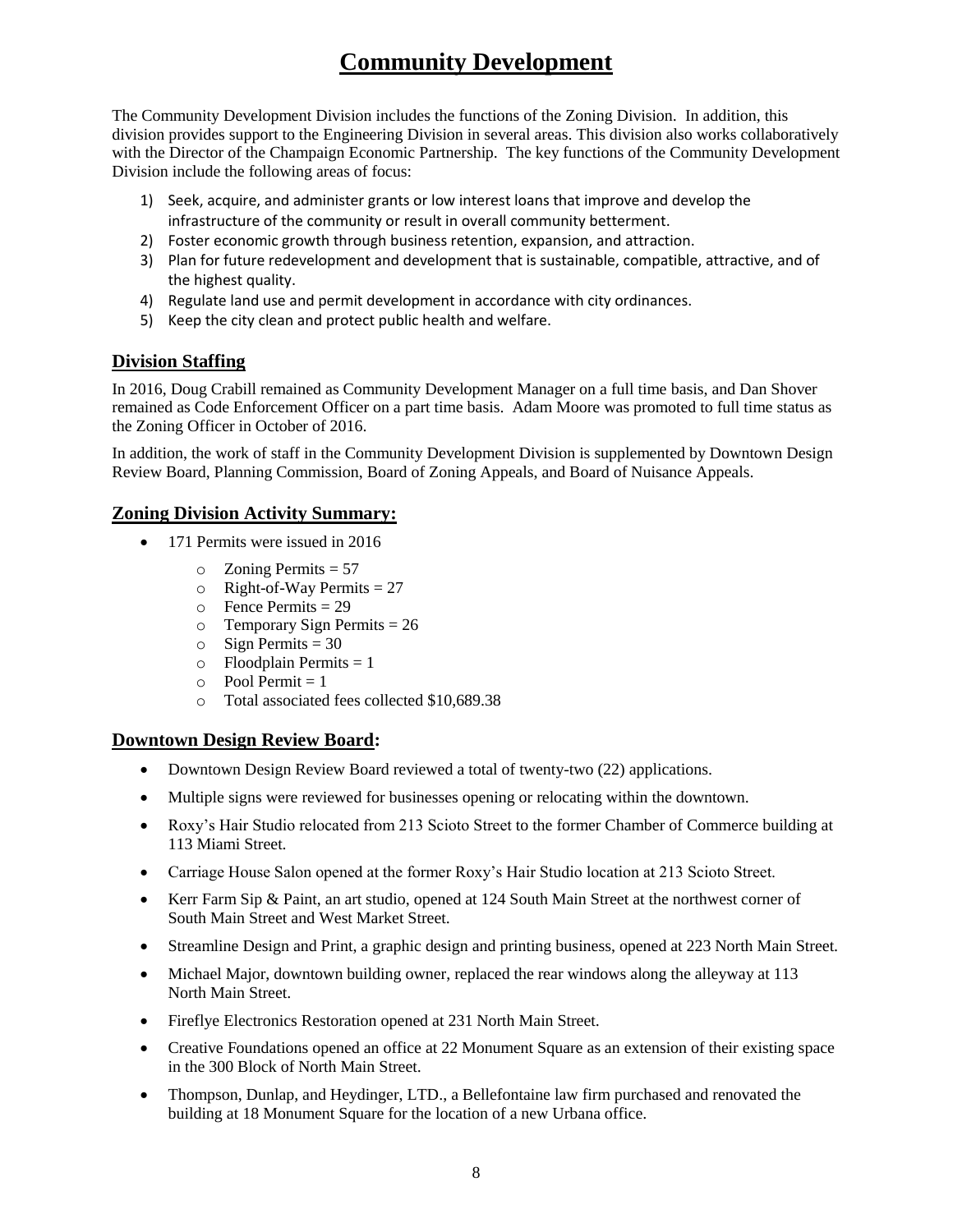# Community Development

The Community Development Division includes the functions of the Zoning Division. In addition, this division provides support to the Engineering Division in several areas. This division also works collaboratively with the Director of the Champaign Economic Partnership. The key functions of the Community Development Division include the following areas of focus:

1) Seek, acquire, and administer grants or low interest loans that improve and develop the infrastructure of the community or result in overall community betterment.
2) Foster economic growth through business retention, expansion, and attraction.
3) Plan for future redevelopment and development that is sustainable, compatible, attractive, and of the highest quality.
4) Regulate land use and permit development in accordance with city ordinances.
5) Keep the city clean and protect public health and welfare.

## Division Staffing

In 2016, Doug Crabill remained as Community Development Manager on a full time basis, and Dan Shover remained as Code Enforcement Officer on a part time basis. Adam Moore was promoted to full time status as the Zoning Officer in October of 2016.

In addition, the work of staff in the Community Development Division is supplemented by Downtown Design Review Board, Planning Commission, Board of Zoning Appeals, and Board of Nuisance Appeals.

## Zoning Division Activity Summary:

- 171 Permits were issued in 2016
  - Zoning Permits = 57
  - Right-of-Way Permits = 27
  - Fence Permits = 29
  - Temporary Sign Permits = 26
  - Sign Permits = 30
  - Floodplain Permits = 1
  - Pool Permit = 1
  - Total associated fees collected $10,689.38

## Downtown Design Review Board:

- Downtown Design Review Board reviewed a total of twenty-two (22) applications.
- Multiple signs were reviewed for businesses opening or relocating within the downtown.
- Roxy's Hair Studio relocated from 213 Scioto Street to the former Chamber of Commerce building at 113 Miami Street.
- Carriage House Salon opened at the former Roxy's Hair Studio location at 213 Scioto Street.
- Kerr Farm Sip & Paint, an art studio, opened at 124 South Main Street at the northwest corner of South Main Street and West Market Street.
- Streamline Design and Print, a graphic design and printing business, opened at 223 North Main Street.
- Michael Major, downtown building owner, replaced the rear windows along the alleyway at 113 North Main Street.
- Fireflye Electronics Restoration opened at 231 North Main Street.
- Creative Foundations opened an office at 22 Monument Square as an extension of their existing space in the 300 Block of North Main Street.
- Thompson, Dunlap, and Heydinger, LTD., a Bellefontaine law firm purchased and renovated the building at 18 Monument Square for the location of a new Urbana office.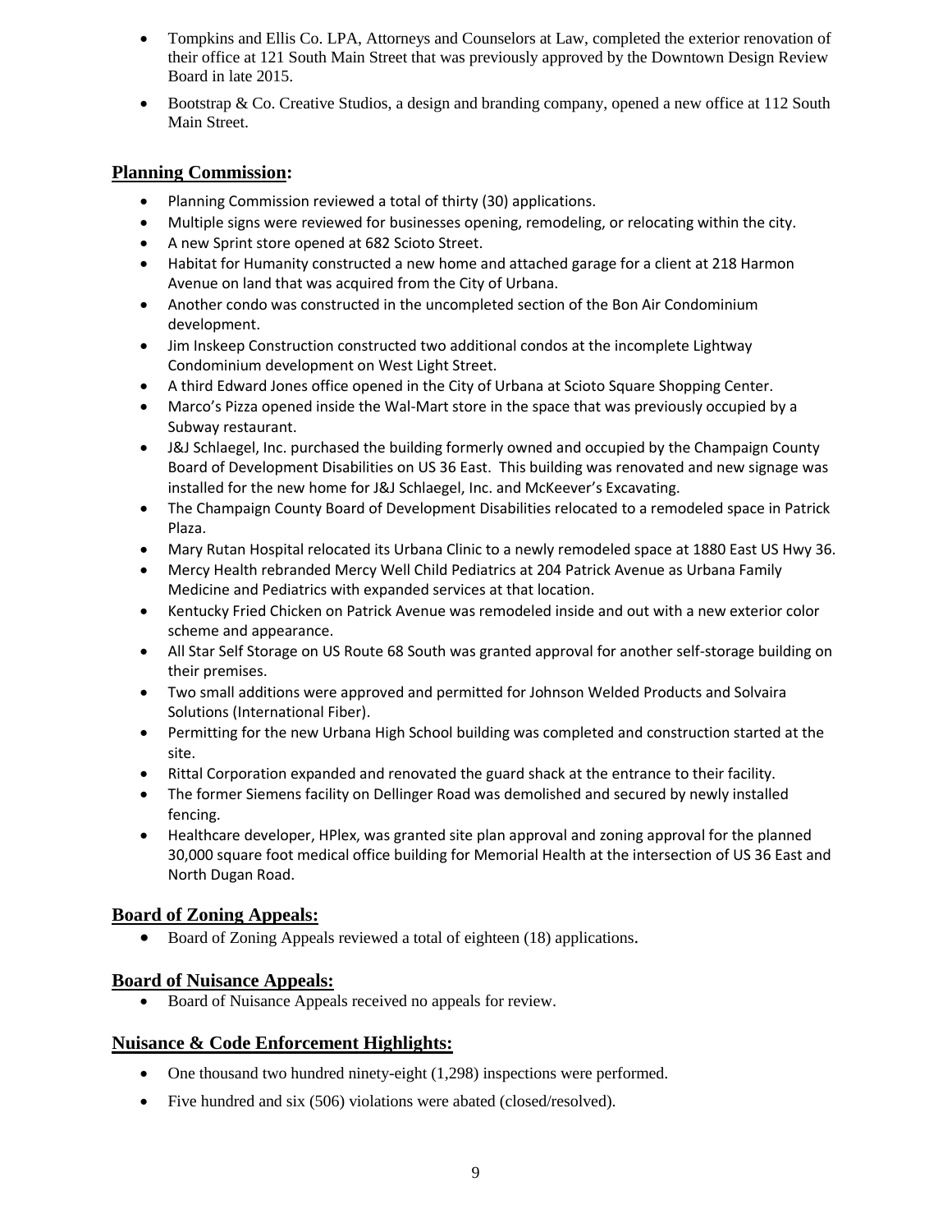- Tompkins and Ellis Co. LPA, Attorneys and Counselors at Law, completed the exterior renovation of their office at 121 South Main Street that was previously approved by the Downtown Design Review Board in late 2015.
- Bootstrap & Co. Creative Studios, a design and branding company, opened a new office at 112 South Main Street.

## Planning Commission:

- Planning Commission reviewed a total of thirty (30) applications.
- Multiple signs were reviewed for businesses opening, remodeling, or relocating within the city.
- A new Sprint store opened at 682 Scioto Street.
- Habitat for Humanity constructed a new home and attached garage for a client at 218 Harmon Avenue on land that was acquired from the City of Urbana.
- Another condo was constructed in the uncompleted section of the Bon Air Condominium development.
- Jim Inskeep Construction constructed two additional condos at the incomplete Lightway Condominium development on West Light Street.
- A third Edward Jones office opened in the City of Urbana at Scioto Square Shopping Center.
- Marco's Pizza opened inside the Wal-Mart store in the space that was previously occupied by a Subway restaurant.
- J&J Schlaegel, Inc. purchased the building formerly owned and occupied by the Champaign County Board of Development Disabilities on US 36 East. This building was renovated and new signage was installed for the new home for J&J Schlaegel, Inc. and McKeever's Excavating.
- The Champaign County Board of Development Disabilities relocated to a remodeled space in Patrick Plaza.
- Mary Rutan Hospital relocated its Urbana Clinic to a newly remodeled space at 1880 East US Hwy 36.
- Mercy Health rebranded Mercy Well Child Pediatrics at 204 Patrick Avenue as Urbana Family Medicine and Pediatrics with expanded services at that location.
- Kentucky Fried Chicken on Patrick Avenue was remodeled inside and out with a new exterior color scheme and appearance.
- All Star Self Storage on US Route 68 South was granted approval for another self-storage building on their premises.
- Two small additions were approved and permitted for Johnson Welded Products and Solvaira Solutions (International Fiber).
- Permitting for the new Urbana High School building was completed and construction started at the site.
- Rittal Corporation expanded and renovated the guard shack at the entrance to their facility.
- The former Siemens facility on Dellinger Road was demolished and secured by newly installed fencing.
- Healthcare developer, HPlex, was granted site plan approval and zoning approval for the planned 30,000 square foot medical office building for Memorial Health at the intersection of US 36 East and North Dugan Road.

## Board of Zoning Appeals:

- Board of Zoning Appeals reviewed a total of eighteen (18) applications.

## Board of Nuisance Appeals:

- Board of Nuisance Appeals received no appeals for review.

## Nuisance & Code Enforcement Highlights:

- One thousand two hundred ninety-eight (1,298) inspections were performed.
- Five hundred and six (506) violations were abated (closed/resolved).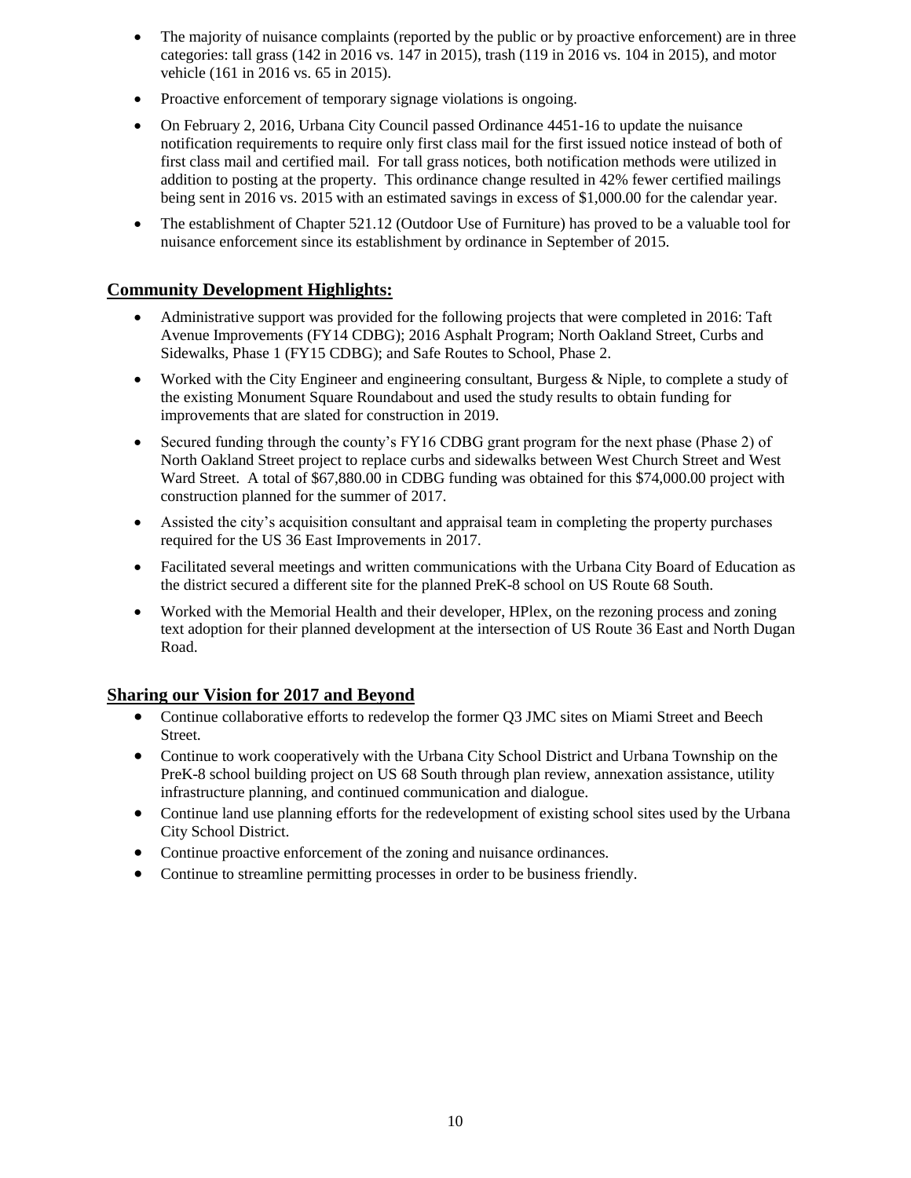- The majority of nuisance complaints (reported by the public or by proactive enforcement) are in three categories: tall grass (142 in 2016 vs. 147 in 2015), trash (119 in 2016 vs. 104 in 2015), and motor vehicle (161 in 2016 vs. 65 in 2015).
- Proactive enforcement of temporary signage violations is ongoing.
- On February 2, 2016, Urbana City Council passed Ordinance 4451-16 to update the nuisance notification requirements to require only first class mail for the first issued notice instead of both of first class mail and certified mail. For tall grass notices, both notification methods were utilized in addition to posting at the property. This ordinance change resulted in 42% fewer certified mailings being sent in 2016 vs. 2015 with an estimated savings in excess of $1,000.00 for the calendar year.
- The establishment of Chapter 521.12 (Outdoor Use of Furniture) has proved to be a valuable tool for nuisance enforcement since its establishment by ordinance in September of 2015.

## Community Development Highlights:

- Administrative support was provided for the following projects that were completed in 2016: Taft Avenue Improvements (FY14 CDBG); 2016 Asphalt Program; North Oakland Street, Curbs and Sidewalks, Phase 1 (FY15 CDBG); and Safe Routes to School, Phase 2.
- Worked with the City Engineer and engineering consultant, Burgess & Niple, to complete a study of the existing Monument Square Roundabout and used the study results to obtain funding for improvements that are slated for construction in 2019.
- Secured funding through the county's FY16 CDBG grant program for the next phase (Phase 2) of North Oakland Street project to replace curbs and sidewalks between West Church Street and West Ward Street. A total of $67,880.00 in CDBG funding was obtained for this $74,000.00 project with construction planned for the summer of 2017.
- Assisted the city's acquisition consultant and appraisal team in completing the property purchases required for the US 36 East Improvements in 2017.
- Facilitated several meetings and written communications with the Urbana City Board of Education as the district secured a different site for the planned PreK-8 school on US Route 68 South.
- Worked with the Memorial Health and their developer, HPlex, on the rezoning process and zoning text adoption for their planned development at the intersection of US Route 36 East and North Dugan Road.

## Sharing our Vision for 2017 and Beyond

- Continue collaborative efforts to redevelop the former Q3 JMC sites on Miami Street and Beech Street.
- Continue to work cooperatively with the Urbana City School District and Urbana Township on the PreK-8 school building project on US 68 South through plan review, annexation assistance, utility infrastructure planning, and continued communication and dialogue.
- Continue land use planning efforts for the redevelopment of existing school sites used by the Urbana City School District.
- Continue proactive enforcement of the zoning and nuisance ordinances.
- Continue to streamline permitting processes in order to be business friendly.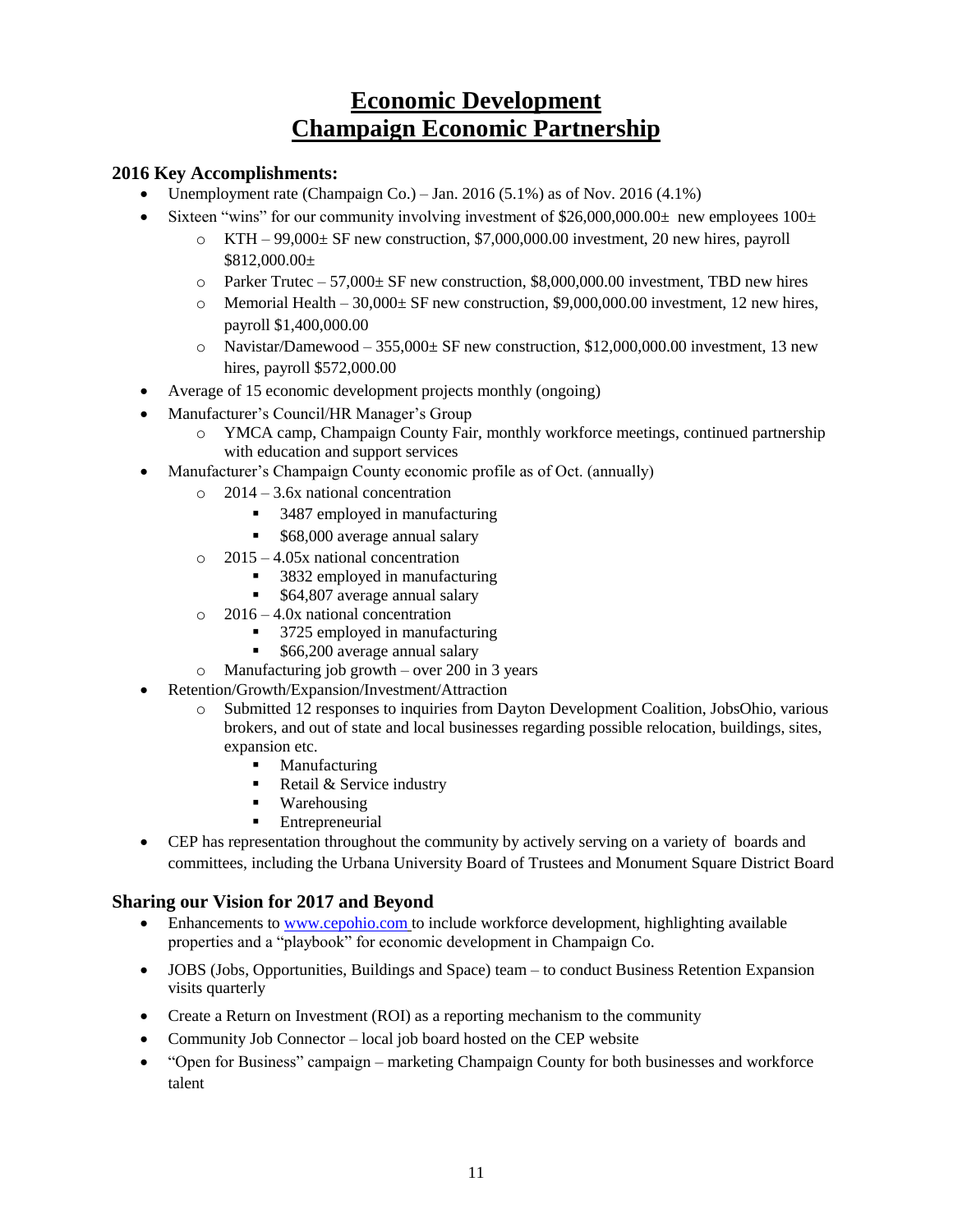# Economic Development
# Champaign Economic Partnership

### 2016 Key Accomplishments:

- Unemployment rate (Champaign Co.) – Jan. 2016 (5.1%) as of Nov. 2016 (4.1%)
- Sixteen "wins" for our community involving investment of $26,000,000.00± new employees 100±
  - KTH – 99,000± SF new construction, $7,000,000.00 investment, 20 new hires, payroll $812,000.00±
  - Parker Trutec – 57,000± SF new construction, $8,000,000.00 investment, TBD new hires
  - Memorial Health – 30,000± SF new construction, $9,000,000.00 investment, 12 new hires, payroll $1,400,000.00
  - Navistar/Damewood – 355,000± SF new construction, $12,000,000.00 investment, 13 new hires, payroll $572,000.00
- Average of 15 economic development projects monthly (ongoing)
- Manufacturer's Council/HR Manager's Group
  - YMCA camp, Champaign County Fair, monthly workforce meetings, continued partnership with education and support services
- Manufacturer's Champaign County economic profile as of Oct. (annually)
  - 2014 – 3.6x national concentration
    - 3487 employed in manufacturing
    - $68,000 average annual salary
  - 2015 – 4.05x national concentration
    - 3832 employed in manufacturing
    - $64,807 average annual salary
  - 2016 – 4.0x national concentration
    - 3725 employed in manufacturing
    - $66,200 average annual salary
  - Manufacturing job growth – over 200 in 3 years
- Retention/Growth/Expansion/Investment/Attraction
  - Submitted 12 responses to inquiries from Dayton Development Coalition, JobsOhio, various brokers, and out of state and local businesses regarding possible relocation, buildings, sites, expansion etc.
    - Manufacturing
    - Retail & Service industry
    - Warehousing
    - Entrepreneurial
- CEP has representation throughout the community by actively serving on a variety of boards and committees, including the Urbana University Board of Trustees and Monument Square District Board

### Sharing our Vision for 2017 and Beyond

- Enhancements to www.cepohio.com to include workforce development, highlighting available properties and a "playbook" for economic development in Champaign Co.
- JOBS (Jobs, Opportunities, Buildings and Space) team – to conduct Business Retention Expansion visits quarterly
- Create a Return on Investment (ROI) as a reporting mechanism to the community
- Community Job Connector – local job board hosted on the CEP website
- "Open for Business" campaign – marketing Champaign County for both businesses and workforce talent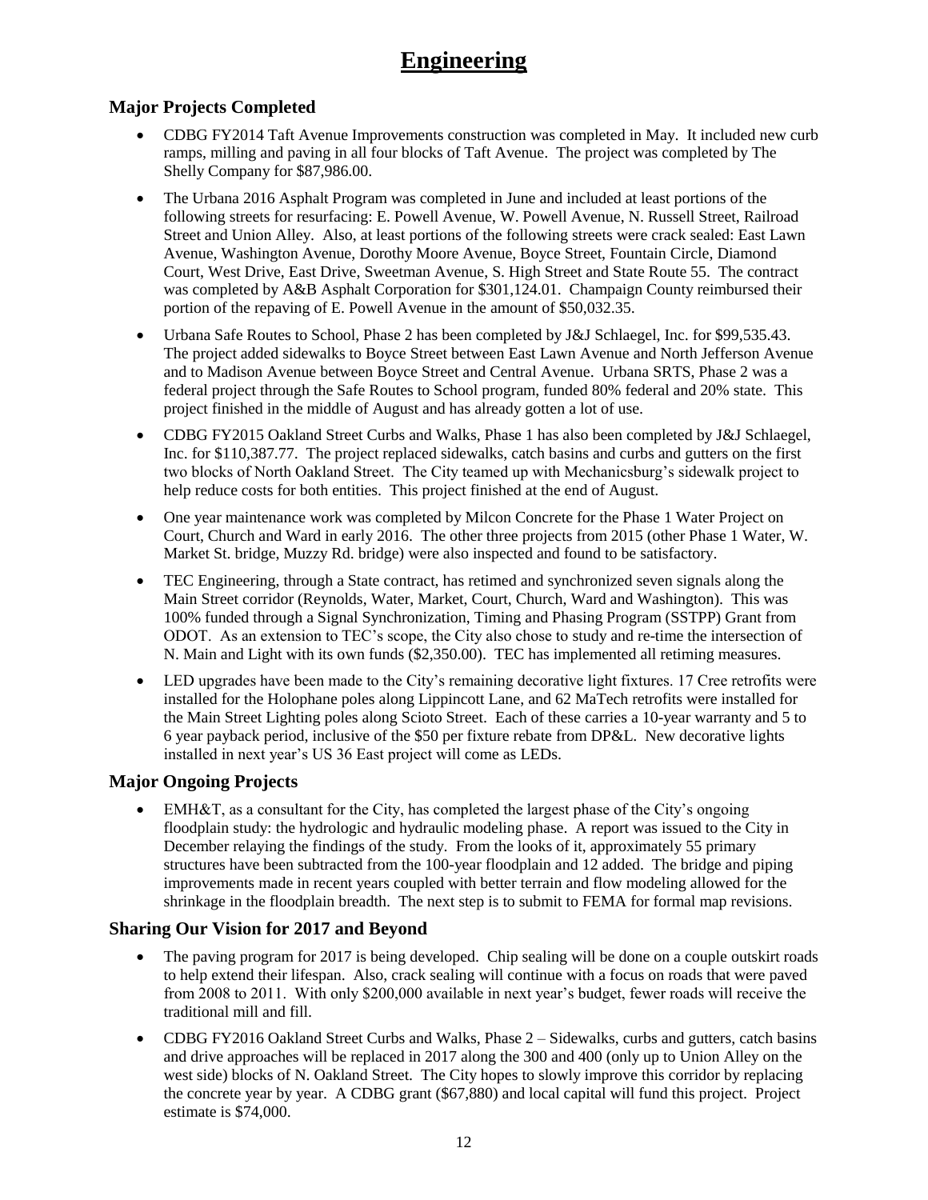# Engineering

## Major Projects Completed

- CDBG FY2014 Taft Avenue Improvements construction was completed in May. It included new curb ramps, milling and paving in all four blocks of Taft Avenue. The project was completed by The Shelly Company for $87,986.00.
- The Urbana 2016 Asphalt Program was completed in June and included at least portions of the following streets for resurfacing: E. Powell Avenue, W. Powell Avenue, N. Russell Street, Railroad Street and Union Alley. Also, at least portions of the following streets were crack sealed: East Lawn Avenue, Washington Avenue, Dorothy Moore Avenue, Boyce Street, Fountain Circle, Diamond Court, West Drive, East Drive, Sweetman Avenue, S. High Street and State Route 55. The contract was completed by A&B Asphalt Corporation for $301,124.01. Champaign County reimbursed their portion of the repaving of E. Powell Avenue in the amount of $50,032.35.
- Urbana Safe Routes to School, Phase 2 has been completed by J&J Schlaegel, Inc. for $99,535.43. The project added sidewalks to Boyce Street between East Lawn Avenue and North Jefferson Avenue and to Madison Avenue between Boyce Street and Central Avenue. Urbana SRTS, Phase 2 was a federal project through the Safe Routes to School program, funded 80% federal and 20% state. This project finished in the middle of August and has already gotten a lot of use.
- CDBG FY2015 Oakland Street Curbs and Walks, Phase 1 has also been completed by J&J Schlaegel, Inc. for $110,387.77. The project replaced sidewalks, catch basins and curbs and gutters on the first two blocks of North Oakland Street. The City teamed up with Mechanicsburg's sidewalk project to help reduce costs for both entities. This project finished at the end of August.
- One year maintenance work was completed by Milcon Concrete for the Phase 1 Water Project on Court, Church and Ward in early 2016. The other three projects from 2015 (other Phase 1 Water, W. Market St. bridge, Muzzy Rd. bridge) were also inspected and found to be satisfactory.
- TEC Engineering, through a State contract, has retimed and synchronized seven signals along the Main Street corridor (Reynolds, Water, Market, Court, Church, Ward and Washington). This was 100% funded through a Signal Synchronization, Timing and Phasing Program (SSTPP) Grant from ODOT. As an extension to TEC's scope, the City also chose to study and re-time the intersection of N. Main and Light with its own funds ($2,350.00). TEC has implemented all retiming measures.
- LED upgrades have been made to the City's remaining decorative light fixtures. 17 Cree retrofits were installed for the Holophane poles along Lippincott Lane, and 62 MaTech retrofits were installed for the Main Street Lighting poles along Scioto Street. Each of these carries a 10-year warranty and 5 to 6 year payback period, inclusive of the $50 per fixture rebate from DP&L. New decorative lights installed in next year's US 36 East project will come as LEDs.

## Major Ongoing Projects

- EMH&T, as a consultant for the City, has completed the largest phase of the City's ongoing floodplain study: the hydrologic and hydraulic modeling phase. A report was issued to the City in December relaying the findings of the study. From the looks of it, approximately 55 primary structures have been subtracted from the 100-year floodplain and 12 added. The bridge and piping improvements made in recent years coupled with better terrain and flow modeling allowed for the shrinkage in the floodplain breadth. The next step is to submit to FEMA for formal map revisions.

## Sharing Our Vision for 2017 and Beyond

- The paving program for 2017 is being developed. Chip sealing will be done on a couple outskirt roads to help extend their lifespan. Also, crack sealing will continue with a focus on roads that were paved from 2008 to 2011. With only $200,000 available in next year's budget, fewer roads will receive the traditional mill and fill.
- CDBG FY2016 Oakland Street Curbs and Walks, Phase 2 – Sidewalks, curbs and gutters, catch basins and drive approaches will be replaced in 2017 along the 300 and 400 (only up to Union Alley on the west side) blocks of N. Oakland Street. The City hopes to slowly improve this corridor by replacing the concrete year by year. A CDBG grant ($67,880) and local capital will fund this project. Project estimate is $74,000.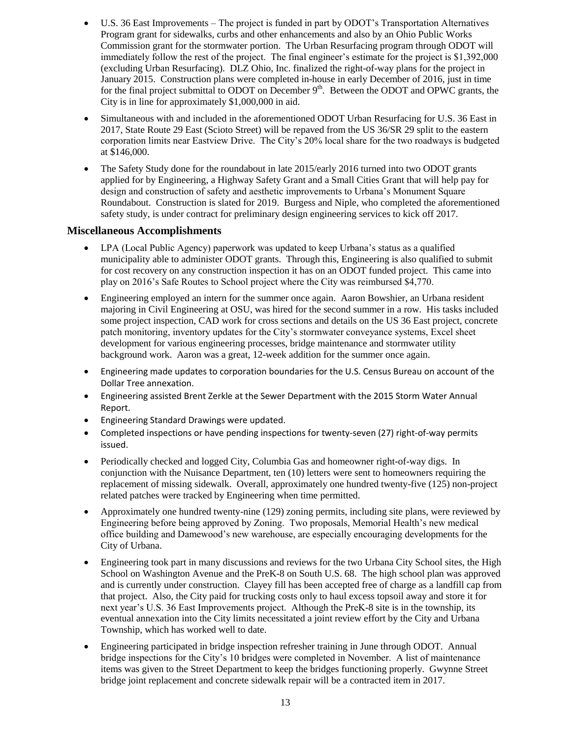- U.S. 36 East Improvements – The project is funded in part by ODOT's Transportation Alternatives Program grant for sidewalks, curbs and other enhancements and also by an Ohio Public Works Commission grant for the stormwater portion. The Urban Resurfacing program through ODOT will immediately follow the rest of the project. The final engineer's estimate for the project is $1,392,000 (excluding Urban Resurfacing). DLZ Ohio, Inc. finalized the right-of-way plans for the project in January 2015. Construction plans were completed in-house in early December of 2016, just in time for the final project submittal to ODOT on December 9th. Between the ODOT and OPWC grants, the City is in line for approximately $1,000,000 in aid.
- Simultaneous with and included in the aforementioned ODOT Urban Resurfacing for U.S. 36 East in 2017, State Route 29 East (Scioto Street) will be repaved from the US 36/SR 29 split to the eastern corporation limits near Eastview Drive. The City's 20% local share for the two roadways is budgeted at $146,000.
- The Safety Study done for the roundabout in late 2015/early 2016 turned into two ODOT grants applied for by Engineering, a Highway Safety Grant and a Small Cities Grant that will help pay for design and construction of safety and aesthetic improvements to Urbana's Monument Square Roundabout. Construction is slated for 2019. Burgess and Niple, who completed the aforementioned safety study, is under contract for preliminary design engineering services to kick off 2017.

## Miscellaneous Accomplishments

- LPA (Local Public Agency) paperwork was updated to keep Urbana's status as a qualified municipality able to administer ODOT grants. Through this, Engineering is also qualified to submit for cost recovery on any construction inspection it has on an ODOT funded project. This came into play on 2016's Safe Routes to School project where the City was reimbursed $4,770.
- Engineering employed an intern for the summer once again. Aaron Bowshier, an Urbana resident majoring in Civil Engineering at OSU, was hired for the second summer in a row. His tasks included some project inspection, CAD work for cross sections and details on the US 36 East project, concrete patch monitoring, inventory updates for the City's stormwater conveyance systems, Excel sheet development for various engineering processes, bridge maintenance and stormwater utility background work. Aaron was a great, 12-week addition for the summer once again.
- Engineering made updates to corporation boundaries for the U.S. Census Bureau on account of the Dollar Tree annexation.
- Engineering assisted Brent Zerkle at the Sewer Department with the 2015 Storm Water Annual Report.
- Engineering Standard Drawings were updated.
- Completed inspections or have pending inspections for twenty-seven (27) right-of-way permits issued.
- Periodically checked and logged City, Columbia Gas and homeowner right-of-way digs. In conjunction with the Nuisance Department, ten (10) letters were sent to homeowners requiring the replacement of missing sidewalk. Overall, approximately one hundred twenty-five (125) non-project related patches were tracked by Engineering when time permitted.
- Approximately one hundred twenty-nine (129) zoning permits, including site plans, were reviewed by Engineering before being approved by Zoning. Two proposals, Memorial Health's new medical office building and Damewood's new warehouse, are especially encouraging developments for the City of Urbana.
- Engineering took part in many discussions and reviews for the two Urbana City School sites, the High School on Washington Avenue and the PreK-8 on South U.S. 68. The high school plan was approved and is currently under construction. Clayey fill has been accepted free of charge as a landfill cap from that project. Also, the City paid for trucking costs only to haul excess topsoil away and store it for next year's U.S. 36 East Improvements project. Although the PreK-8 site is in the township, its eventual annexation into the City limits necessitated a joint review effort by the City and Urbana Township, which has worked well to date.
- Engineering participated in bridge inspection refresher training in June through ODOT. Annual bridge inspections for the City's 10 bridges were completed in November. A list of maintenance items was given to the Street Department to keep the bridges functioning properly. Gwynne Street bridge joint replacement and concrete sidewalk repair will be a contracted item in 2017.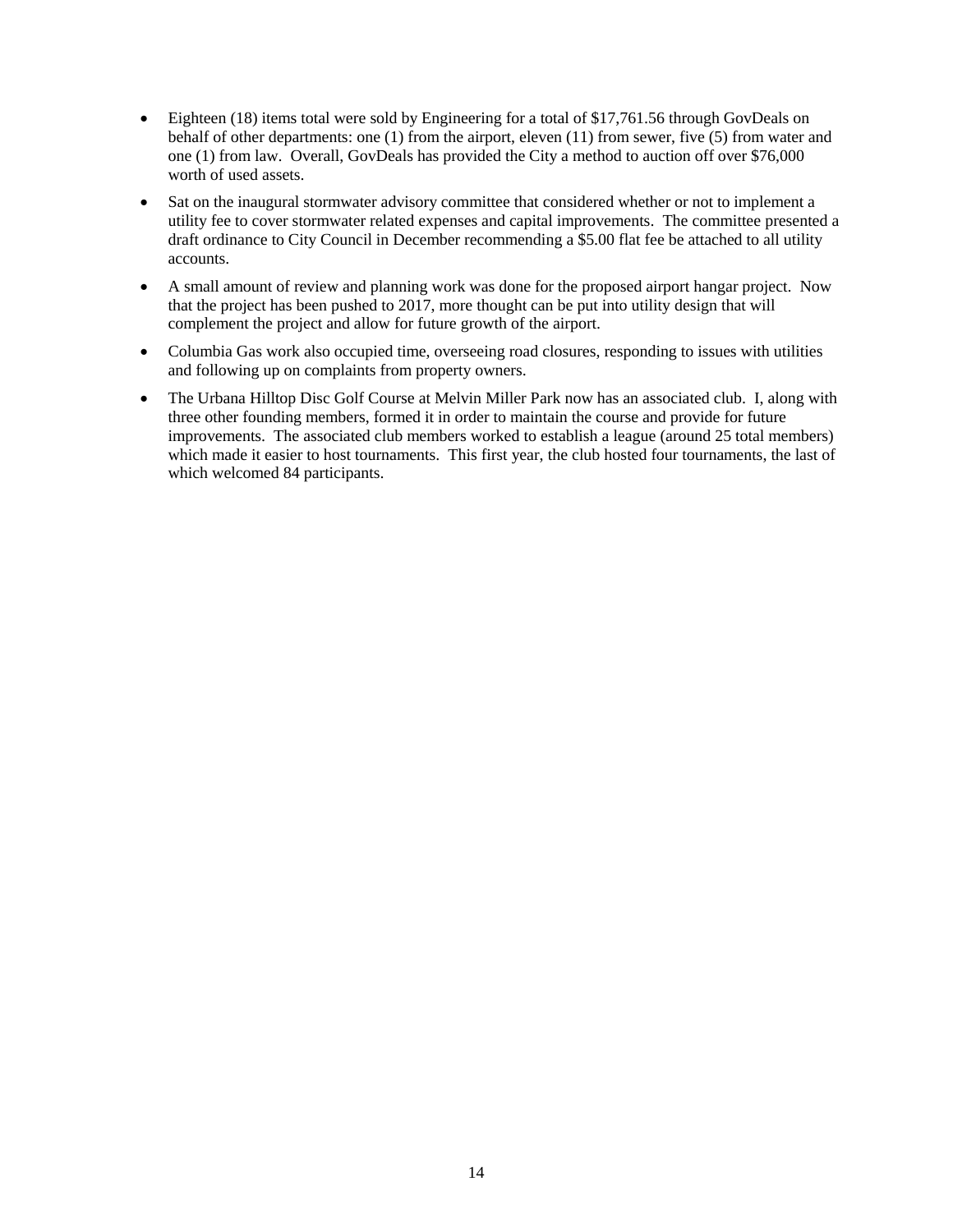- Eighteen (18) items total were sold by Engineering for a total of $17,761.56 through GovDeals on behalf of other departments: one (1) from the airport, eleven (11) from sewer, five (5) from water and one (1) from law. Overall, GovDeals has provided the City a method to auction off over $76,000 worth of used assets.
- Sat on the inaugural stormwater advisory committee that considered whether or not to implement a utility fee to cover stormwater related expenses and capital improvements. The committee presented a draft ordinance to City Council in December recommending a $5.00 flat fee be attached to all utility accounts.
- A small amount of review and planning work was done for the proposed airport hangar project. Now that the project has been pushed to 2017, more thought can be put into utility design that will complement the project and allow for future growth of the airport.
- Columbia Gas work also occupied time, overseeing road closures, responding to issues with utilities and following up on complaints from property owners.
- The Urbana Hilltop Disc Golf Course at Melvin Miller Park now has an associated club. I, along with three other founding members, formed it in order to maintain the course and provide for future improvements. The associated club members worked to establish a league (around 25 total members) which made it easier to host tournaments. This first year, the club hosted four tournaments, the last of which welcomed 84 participants.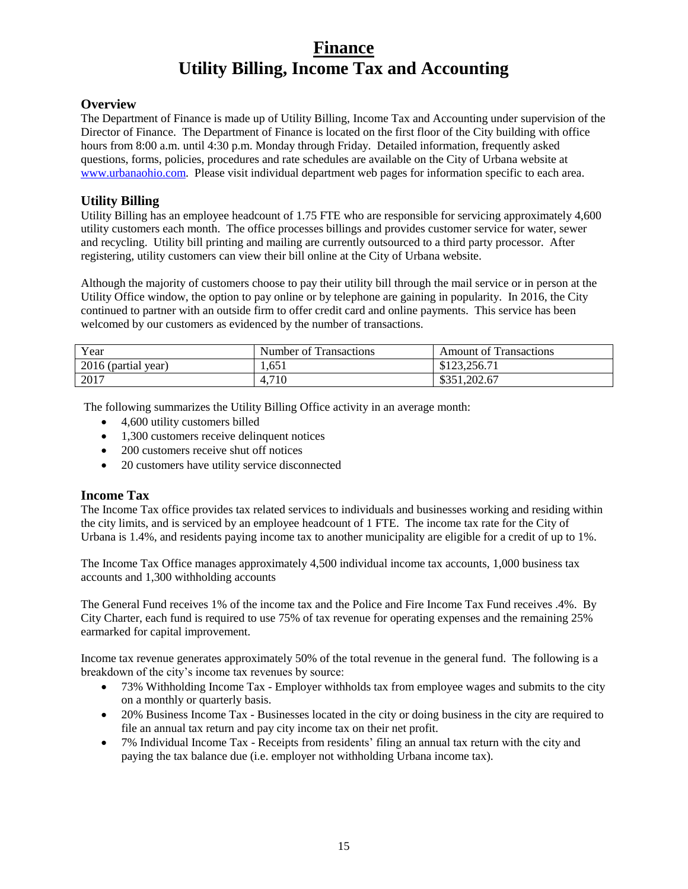# Finance
# Utility Billing, Income Tax and Accounting

## Overview

The Department of Finance is made up of Utility Billing, Income Tax and Accounting under supervision of the Director of Finance. The Department of Finance is located on the first floor of the City building with office hours from 8:00 a.m. until 4:30 p.m. Monday through Friday. Detailed information, frequently asked questions, forms, policies, procedures and rate schedules are available on the City of Urbana website at www.urbanaohio.com. Please visit individual department web pages for information specific to each area.

## Utility Billing

Utility Billing has an employee headcount of 1.75 FTE who are responsible for servicing approximately 4,600 utility customers each month. The office processes billings and provides customer service for water, sewer and recycling. Utility bill printing and mailing are currently outsourced to a third party processor. After registering, utility customers can view their bill online at the City of Urbana website.

Although the majority of customers choose to pay their utility bill through the mail service or in person at the Utility Office window, the option to pay online or by telephone are gaining in popularity. In 2016, the City continued to partner with an outside firm to offer credit card and online payments. This service has been welcomed by our customers as evidenced by the number of transactions.

| Year | Number of Transactions | Amount of Transactions |
|---|---|---|
| 2016 (partial year) | 1,651 | $123,256.71 |
| 2017 | 4,710 | $351,202.67 |

The following summarizes the Utility Billing Office activity in an average month:

- 4,600 utility customers billed
- 1,300 customers receive delinquent notices
- 200 customers receive shut off notices
- 20 customers have utility service disconnected

## Income Tax

The Income Tax office provides tax related services to individuals and businesses working and residing within the city limits, and is serviced by an employee headcount of 1 FTE. The income tax rate for the City of Urbana is 1.4%, and residents paying income tax to another municipality are eligible for a credit of up to 1%.

The Income Tax Office manages approximately 4,500 individual income tax accounts, 1,000 business tax accounts and 1,300 withholding accounts

The General Fund receives 1% of the income tax and the Police and Fire Income Tax Fund receives .4%. By City Charter, each fund is required to use 75% of tax revenue for operating expenses and the remaining 25% earmarked for capital improvement.

Income tax revenue generates approximately 50% of the total revenue in the general fund. The following is a breakdown of the city's income tax revenues by source:

- 73% Withholding Income Tax - Employer withholds tax from employee wages and submits to the city on a monthly or quarterly basis.
- 20% Business Income Tax - Businesses located in the city or doing business in the city are required to file an annual tax return and pay city income tax on their net profit.
- 7% Individual Income Tax - Receipts from residents' filing an annual tax return with the city and paying the tax balance due (i.e. employer not withholding Urbana income tax).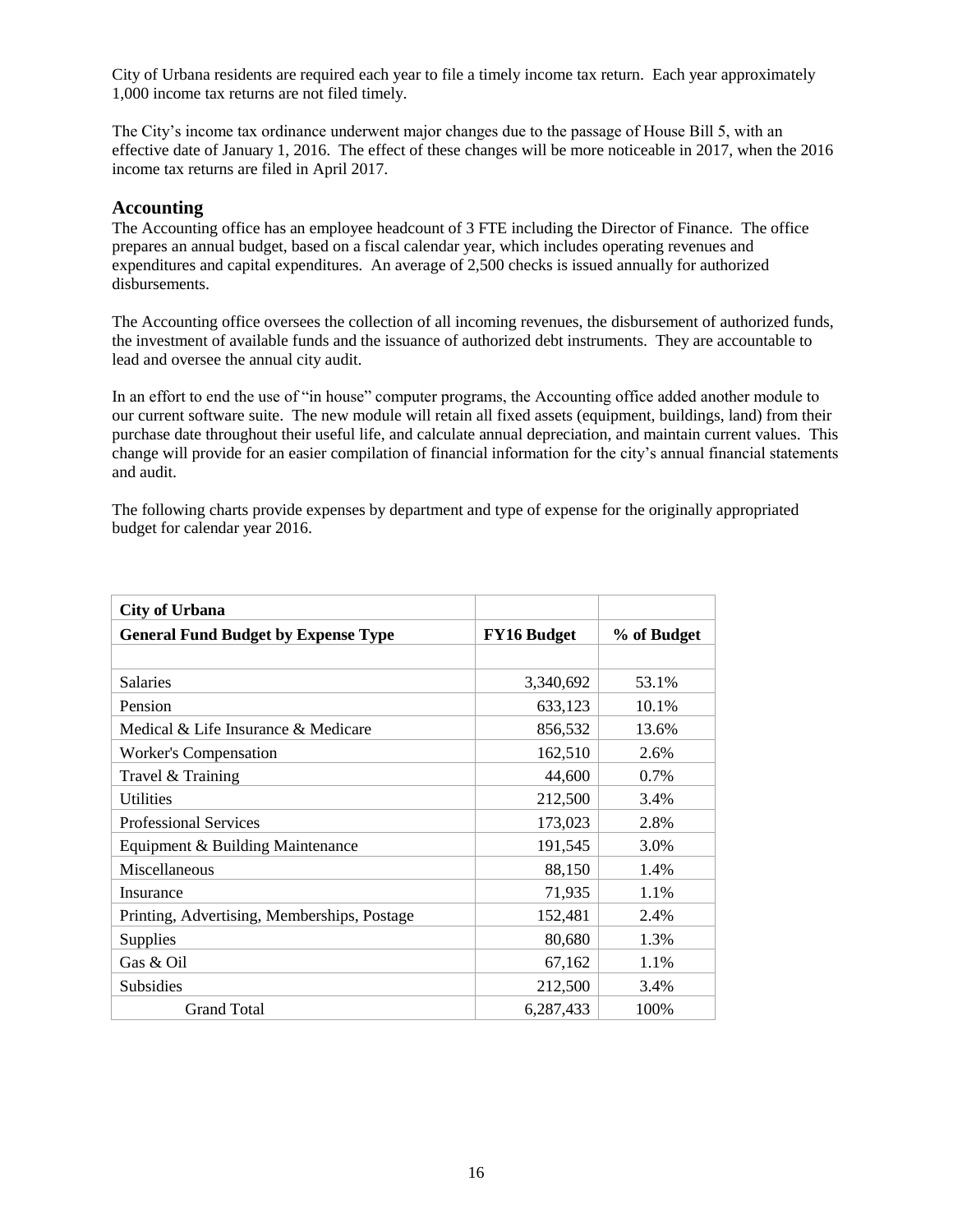City of Urbana residents are required each year to file a timely income tax return. Each year approximately 1,000 income tax returns are not filed timely.

The City's income tax ordinance underwent major changes due to the passage of House Bill 5, with an effective date of January 1, 2016. The effect of these changes will be more noticeable in 2017, when the 2016 income tax returns are filed in April 2017.

## Accounting

The Accounting office has an employee headcount of 3 FTE including the Director of Finance. The office prepares an annual budget, based on a fiscal calendar year, which includes operating revenues and expenditures and capital expenditures. An average of 2,500 checks is issued annually for authorized disbursements.

The Accounting office oversees the collection of all incoming revenues, the disbursement of authorized funds, the investment of available funds and the issuance of authorized debt instruments. They are accountable to lead and oversee the annual city audit.

In an effort to end the use of "in house" computer programs, the Accounting office added another module to our current software suite. The new module will retain all fixed assets (equipment, buildings, land) from their purchase date throughout their useful life, and calculate annual depreciation, and maintain current values. This change will provide for an easier compilation of financial information for the city's annual financial statements and audit.

The following charts provide expenses by department and type of expense for the originally appropriated budget for calendar year 2016.

| **City of Urbana** | | |
|---|---|---|
| **General Fund Budget by Expense Type** | **FY16 Budget** | **% of Budget** |
| | | |
| Salaries | 3,340,692 | 53.1% |
| Pension | 633,123 | 10.1% |
| Medical & Life Insurance & Medicare | 856,532 | 13.6% |
| Worker's Compensation | 162,510 | 2.6% |
| Travel & Training | 44,600 | 0.7% |
| Utilities | 212,500 | 3.4% |
| Professional Services | 173,023 | 2.8% |
| Equipment & Building Maintenance | 191,545 | 3.0% |
| Miscellaneous | 88,150 | 1.4% |
| Insurance | 71,935 | 1.1% |
| Printing, Advertising, Memberships, Postage | 152,481 | 2.4% |
| Supplies | 80,680 | 1.3% |
| Gas & Oil | 67,162 | 1.1% |
| Subsidies | 212,500 | 3.4% |
| Grand Total | 6,287,433 | 100% |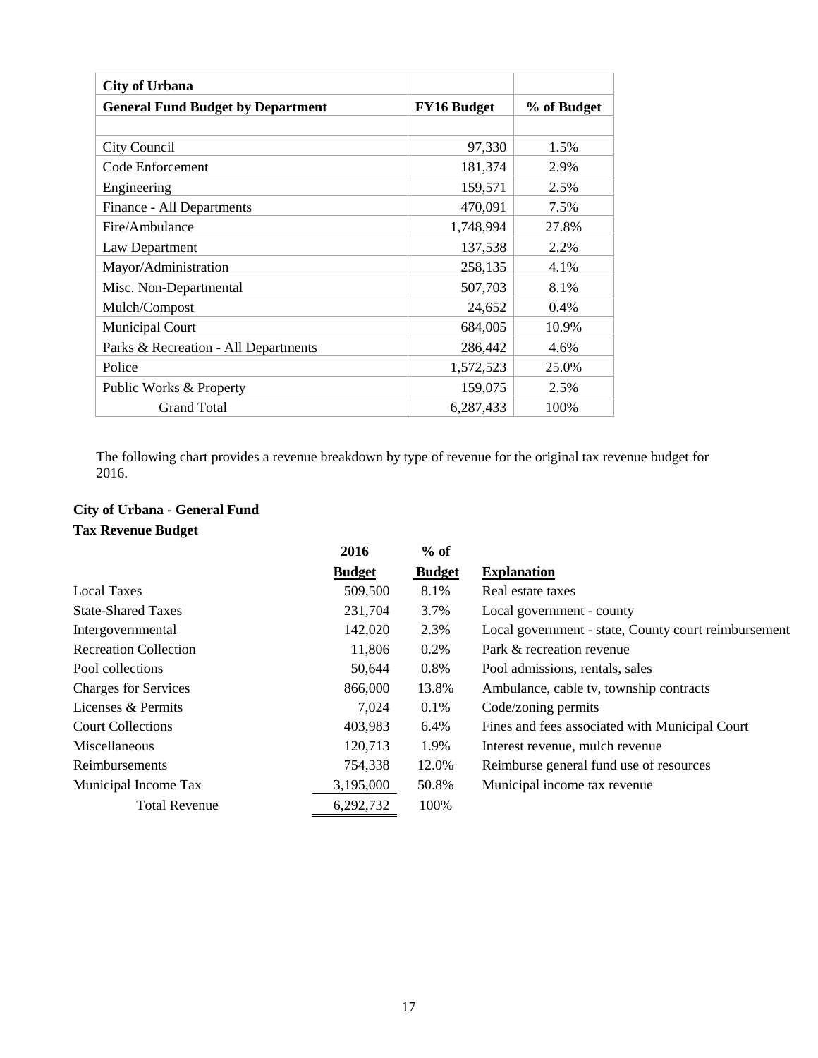| City of Urbana | | |
|---|---|---|
| **General Fund Budget by Department** | **FY16 Budget** | **% of Budget** |
| | | |
| City Council | 97,330 | 1.5% |
| Code Enforcement | 181,374 | 2.9% |
| Engineering | 159,571 | 2.5% |
| Finance - All Departments | 470,091 | 7.5% |
| Fire/Ambulance | 1,748,994 | 27.8% |
| Law Department | 137,538 | 2.2% |
| Mayor/Administration | 258,135 | 4.1% |
| Misc. Non-Departmental | 507,703 | 8.1% |
| Mulch/Compost | 24,652 | 0.4% |
| Municipal Court | 684,005 | 10.9% |
| Parks & Recreation - All Departments | 286,442 | 4.6% |
| Police | 1,572,523 | 25.0% |
| Public Works & Property | 159,075 | 2.5% |
| Grand Total | 6,287,433 | 100% |

The following chart provides a revenue breakdown by type of revenue for the original tax revenue budget for 2016.

**City of Urbana - General Fund**

**Tax Revenue Budget**

| | 2016 Budget | % of Budget | Explanation |
|---|---|---|---|
| Local Taxes | 509,500 | 8.1% | Real estate taxes |
| State-Shared Taxes | 231,704 | 3.7% | Local government - county |
| Intergovernmental | 142,020 | 2.3% | Local government - state, County court reimbursement |
| Recreation Collection | 11,806 | 0.2% | Park & recreation revenue |
| Pool collections | 50,644 | 0.8% | Pool admissions, rentals, sales |
| Charges for Services | 866,000 | 13.8% | Ambulance, cable tv, township contracts |
| Licenses & Permits | 7,024 | 0.1% | Code/zoning permits |
| Court Collections | 403,983 | 6.4% | Fines and fees associated with Municipal Court |
| Miscellaneous | 120,713 | 1.9% | Interest revenue, mulch revenue |
| Reimbursements | 754,338 | 12.0% | Reimburse general fund use of resources |
| Municipal Income Tax | 3,195,000 | 50.8% | Municipal income tax revenue |
| Total Revenue | 6,292,732 | 100% | |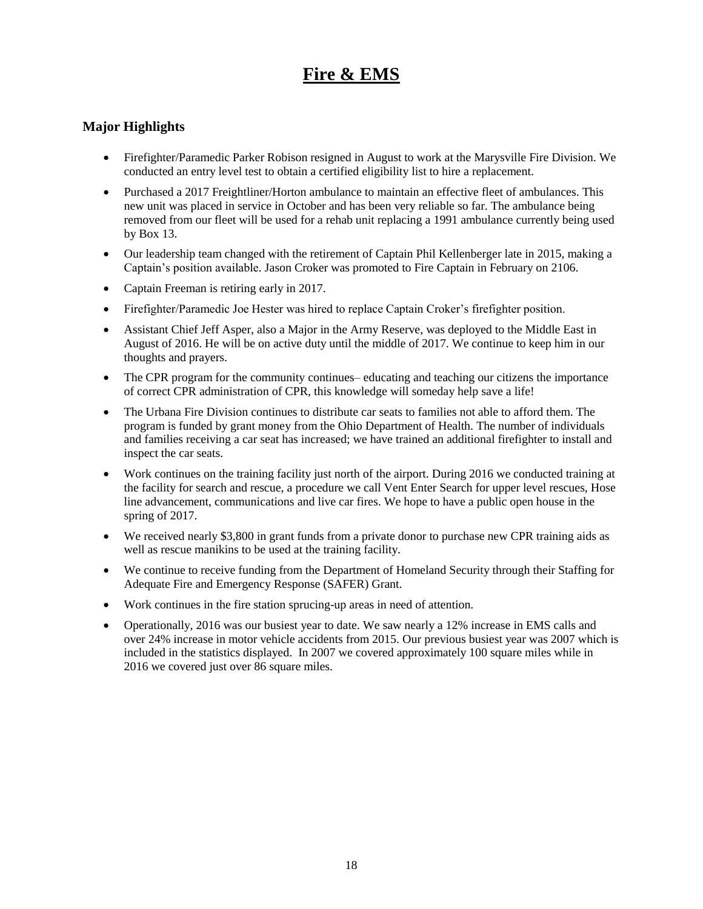# Fire & EMS

## Major Highlights

- Firefighter/Paramedic Parker Robison resigned in August to work at the Marysville Fire Division. We conducted an entry level test to obtain a certified eligibility list to hire a replacement.
- Purchased a 2017 Freightliner/Horton ambulance to maintain an effective fleet of ambulances. This new unit was placed in service in October and has been very reliable so far. The ambulance being removed from our fleet will be used for a rehab unit replacing a 1991 ambulance currently being used by Box 13.
- Our leadership team changed with the retirement of Captain Phil Kellenberger late in 2015, making a Captain's position available. Jason Croker was promoted to Fire Captain in February on 2106.
- Captain Freeman is retiring early in 2017.
- Firefighter/Paramedic Joe Hester was hired to replace Captain Croker's firefighter position.
- Assistant Chief Jeff Asper, also a Major in the Army Reserve, was deployed to the Middle East in August of 2016. He will be on active duty until the middle of 2017. We continue to keep him in our thoughts and prayers.
- The CPR program for the community continues– educating and teaching our citizens the importance of correct CPR administration of CPR, this knowledge will someday help save a life!
- The Urbana Fire Division continues to distribute car seats to families not able to afford them. The program is funded by grant money from the Ohio Department of Health. The number of individuals and families receiving a car seat has increased; we have trained an additional firefighter to install and inspect the car seats.
- Work continues on the training facility just north of the airport. During 2016 we conducted training at the facility for search and rescue, a procedure we call Vent Enter Search for upper level rescues, Hose line advancement, communications and live car fires. We hope to have a public open house in the spring of 2017.
- We received nearly $3,800 in grant funds from a private donor to purchase new CPR training aids as well as rescue manikins to be used at the training facility.
- We continue to receive funding from the Department of Homeland Security through their Staffing for Adequate Fire and Emergency Response (SAFER) Grant.
- Work continues in the fire station sprucing-up areas in need of attention.
- Operationally, 2016 was our busiest year to date. We saw nearly a 12% increase in EMS calls and over 24% increase in motor vehicle accidents from 2015. Our previous busiest year was 2007 which is included in the statistics displayed. In 2007 we covered approximately 100 square miles while in 2016 we covered just over 86 square miles.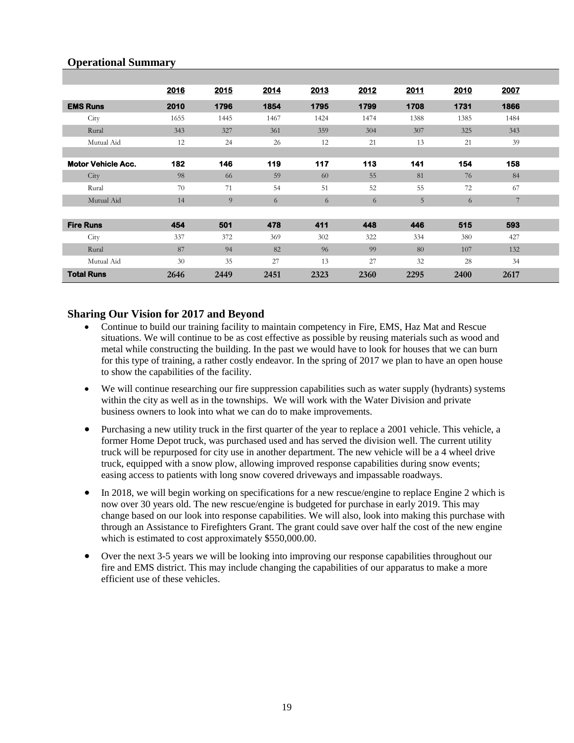## Operational Summary

| | 2016 | 2015 | 2014 | 2013 | 2012 | 2011 | 2010 | 2007 |
|---|---|---|---|---|---|---|---|---|
| **EMS Runs** | **2010** | **1796** | **1854** | **1795** | **1799** | **1708** | **1731** | **1866** |
| City | 1655 | 1445 | 1467 | 1424 | 1474 | 1388 | 1385 | 1484 |
| Rural | 343 | 327 | 361 | 359 | 304 | 307 | 325 | 343 |
| Mutual Aid | 12 | 24 | 26 | 12 | 21 | 13 | 21 | 39 |
| **Motor Vehicle Acc.** | **182** | **146** | **119** | **117** | **113** | **141** | **154** | **158** |
| City | 98 | 66 | 59 | 60 | 55 | 81 | 76 | 84 |
| Rural | 70 | 71 | 54 | 51 | 52 | 55 | 72 | 67 |
| Mutual Aid | 14 | 9 | 6 | 6 | 6 | 5 | 6 | 7 |
| **Fire Runs** | **454** | **501** | **478** | **411** | **448** | **446** | **515** | **593** |
| City | 337 | 372 | 369 | 302 | 322 | 334 | 380 | 427 |
| Rural | 87 | 94 | 82 | 96 | 99 | 80 | 107 | 132 |
| Mutual Aid | 30 | 35 | 27 | 13 | 27 | 32 | 28 | 34 |
| **Total Runs** | **2646** | **2449** | **2451** | **2323** | **2360** | **2295** | **2400** | **2617** |

## Sharing Our Vision for 2017 and Beyond

- Continue to build our training facility to maintain competency in Fire, EMS, Haz Mat and Rescue situations. We will continue to be as cost effective as possible by reusing materials such as wood and metal while constructing the building. In the past we would have to look for houses that we can burn for this type of training, a rather costly endeavor. In the spring of 2017 we plan to have an open house to show the capabilities of the facility.
- We will continue researching our fire suppression capabilities such as water supply (hydrants) systems within the city as well as in the townships. We will work with the Water Division and private business owners to look into what we can do to make improvements.
- Purchasing a new utility truck in the first quarter of the year to replace a 2001 vehicle. This vehicle, a former Home Depot truck, was purchased used and has served the division well. The current utility truck will be repurposed for city use in another department. The new vehicle will be a 4 wheel drive truck, equipped with a snow plow, allowing improved response capabilities during snow events; easing access to patients with long snow covered driveways and impassable roadways.
- In 2018, we will begin working on specifications for a new rescue/engine to replace Engine 2 which is now over 30 years old. The new rescue/engine is budgeted for purchase in early 2019. This may change based on our look into response capabilities. We will also, look into making this purchase with through an Assistance to Firefighters Grant. The grant could save over half the cost of the new engine which is estimated to cost approximately $550,000.00.
- Over the next 3-5 years we will be looking into improving our response capabilities throughout our fire and EMS district. This may include changing the capabilities of our apparatus to make a more efficient use of these vehicles.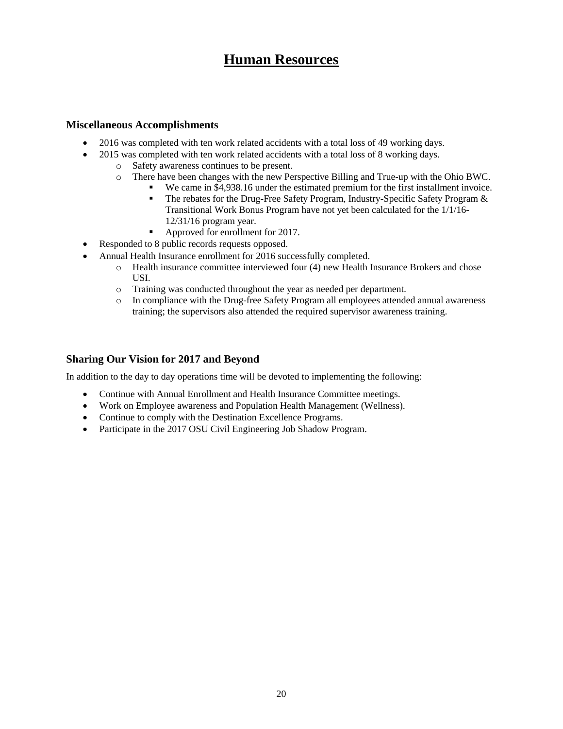# Human Resources

### Miscellaneous Accomplishments

- 2016 was completed with ten work related accidents with a total loss of 49 working days.
- 2015 was completed with ten work related accidents with a total loss of 8 working days.
  - Safety awareness continues to be present.
  - There have been changes with the new Perspective Billing and True-up with the Ohio BWC.
    - We came in $4,938.16 under the estimated premium for the first installment invoice.
    - The rebates for the Drug-Free Safety Program, Industry-Specific Safety Program & Transitional Work Bonus Program have not yet been calculated for the 1/1/16-12/31/16 program year.
    - Approved for enrollment for 2017.
- Responded to 8 public records requests opposed.
- Annual Health Insurance enrollment for 2016 successfully completed.
  - Health insurance committee interviewed four (4) new Health Insurance Brokers and chose USI.
  - Training was conducted throughout the year as needed per department.
  - In compliance with the Drug-free Safety Program all employees attended annual awareness training; the supervisors also attended the required supervisor awareness training.

### Sharing Our Vision for 2017 and Beyond

In addition to the day to day operations time will be devoted to implementing the following:

- Continue with Annual Enrollment and Health Insurance Committee meetings.
- Work on Employee awareness and Population Health Management (Wellness).
- Continue to comply with the Destination Excellence Programs.
- Participate in the 2017 OSU Civil Engineering Job Shadow Program.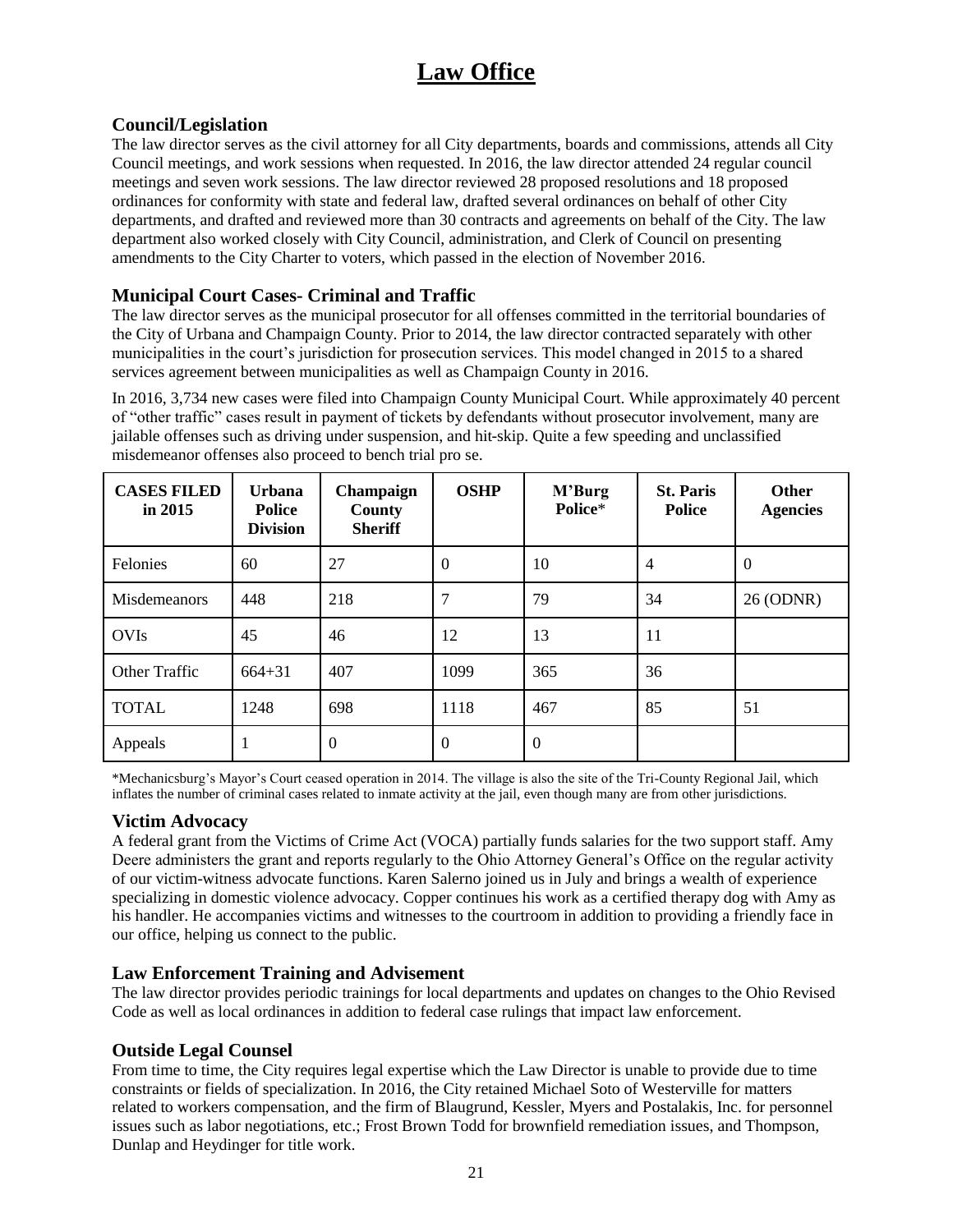# Law Office

## Council/Legislation

The law director serves as the civil attorney for all City departments, boards and commissions, attends all City Council meetings, and work sessions when requested. In 2016, the law director attended 24 regular council meetings and seven work sessions. The law director reviewed 28 proposed resolutions and 18 proposed ordinances for conformity with state and federal law, drafted several ordinances on behalf of other City departments, and drafted and reviewed more than 30 contracts and agreements on behalf of the City. The law department also worked closely with City Council, administration, and Clerk of Council on presenting amendments to the City Charter to voters, which passed in the election of November 2016.

## Municipal Court Cases- Criminal and Traffic

The law director serves as the municipal prosecutor for all offenses committed in the territorial boundaries of the City of Urbana and Champaign County. Prior to 2014, the law director contracted separately with other municipalities in the court's jurisdiction for prosecution services. This model changed in 2015 to a shared services agreement between municipalities as well as Champaign County in 2016.

In 2016, 3,734 new cases were filed into Champaign County Municipal Court. While approximately 40 percent of "other traffic" cases result in payment of tickets by defendants without prosecutor involvement, many are jailable offenses such as driving under suspension, and hit-skip. Quite a few speeding and unclassified misdemeanor offenses also proceed to bench trial pro se.

| CASES FILED in 2015 | Urbana Police Division | Champaign County Sheriff | OSHP | M'Burg Police* | St. Paris Police | Other Agencies |
|---|---|---|---|---|---|---|
| Felonies | 60 | 27 | 0 | 10 | 4 | 0 |
| Misdemeanors | 448 | 218 | 7 | 79 | 34 | 26 (ODNR) |
| OVIs | 45 | 46 | 12 | 13 | 11 | |
| Other Traffic | 664+31 | 407 | 1099 | 365 | 36 | |
| TOTAL | 1248 | 698 | 1118 | 467 | 85 | 51 |
| Appeals | 1 | 0 | 0 | 0 | | |

*Mechanicsburg's Mayor's Court ceased operation in 2014. The village is also the site of the Tri-County Regional Jail, which inflates the number of criminal cases related to inmate activity at the jail, even though many are from other jurisdictions.

## Victim Advocacy

A federal grant from the Victims of Crime Act (VOCA) partially funds salaries for the two support staff. Amy Deere administers the grant and reports regularly to the Ohio Attorney General's Office on the regular activity of our victim-witness advocate functions. Karen Salerno joined us in July and brings a wealth of experience specializing in domestic violence advocacy. Copper continues his work as a certified therapy dog with Amy as his handler. He accompanies victims and witnesses to the courtroom in addition to providing a friendly face in our office, helping us connect to the public.

## Law Enforcement Training and Advisement

The law director provides periodic trainings for local departments and updates on changes to the Ohio Revised Code as well as local ordinances in addition to federal case rulings that impact law enforcement.

## Outside Legal Counsel

From time to time, the City requires legal expertise which the Law Director is unable to provide due to time constraints or fields of specialization. In 2016, the City retained Michael Soto of Westerville for matters related to workers compensation, and the firm of Blaugrund, Kessler, Myers and Postalakis, Inc. for personnel issues such as labor negotiations, etc.; Frost Brown Todd for brownfield remediation issues, and Thompson, Dunlap and Heydinger for title work.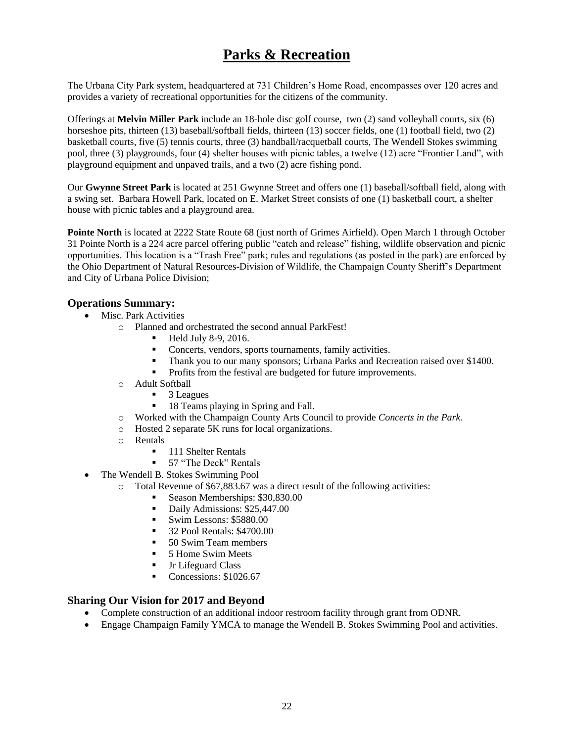# Parks & Recreation

The Urbana City Park system, headquartered at 731 Children's Home Road, encompasses over 120 acres and provides a variety of recreational opportunities for the citizens of the community.

Offerings at **Melvin Miller Park** include an 18-hole disc golf course, two (2) sand volleyball courts, six (6) horseshoe pits, thirteen (13) baseball/softball fields, thirteen (13) soccer fields, one (1) football field, two (2) basketball courts, five (5) tennis courts, three (3) handball/racquetball courts, The Wendell Stokes swimming pool, three (3) playgrounds, four (4) shelter houses with picnic tables, a twelve (12) acre "Frontier Land", with playground equipment and unpaved trails, and a two (2) acre fishing pond.

Our **Gwynne Street Park** is located at 251 Gwynne Street and offers one (1) baseball/softball field, along with a swing set. Barbara Howell Park, located on E. Market Street consists of one (1) basketball court, a shelter house with picnic tables and a playground area.

**Pointe North** is located at 2222 State Route 68 (just north of Grimes Airfield). Open March 1 through October 31 Pointe North is a 224 acre parcel offering public "catch and release" fishing, wildlife observation and picnic opportunities. This location is a "Trash Free" park; rules and regulations (as posted in the park) are enforced by the Ohio Department of Natural Resources-Division of Wildlife, the Champaign County Sheriff's Department and City of Urbana Police Division;

## Operations Summary:

- Misc. Park Activities
  - Planned and orchestrated the second annual ParkFest!
    - Held July 8-9, 2016.
    - Concerts, vendors, sports tournaments, family activities.
    - Thank you to our many sponsors; Urbana Parks and Recreation raised over $1400.
    - Profits from the festival are budgeted for future improvements.
  - Adult Softball
    - 3 Leagues
    - 18 Teams playing in Spring and Fall.
  - Worked with the Champaign County Arts Council to provide *Concerts in the Park.*
  - Hosted 2 separate 5K runs for local organizations.
  - Rentals
    - 111 Shelter Rentals
    - 57 "The Deck" Rentals
- The Wendell B. Stokes Swimming Pool
  - Total Revenue of $67,883.67 was a direct result of the following activities:
    - Season Memberships: $30,830.00
    - Daily Admissions: $25,447.00
    - Swim Lessons: $5880.00
    - 32 Pool Rentals: $4700.00
    - 50 Swim Team members
    - 5 Home Swim Meets
    - Jr Lifeguard Class
    - Concessions: $1026.67

## Sharing Our Vision for 2017 and Beyond

- Complete construction of an additional indoor restroom facility through grant from ODNR.
- Engage Champaign Family YMCA to manage the Wendell B. Stokes Swimming Pool and activities.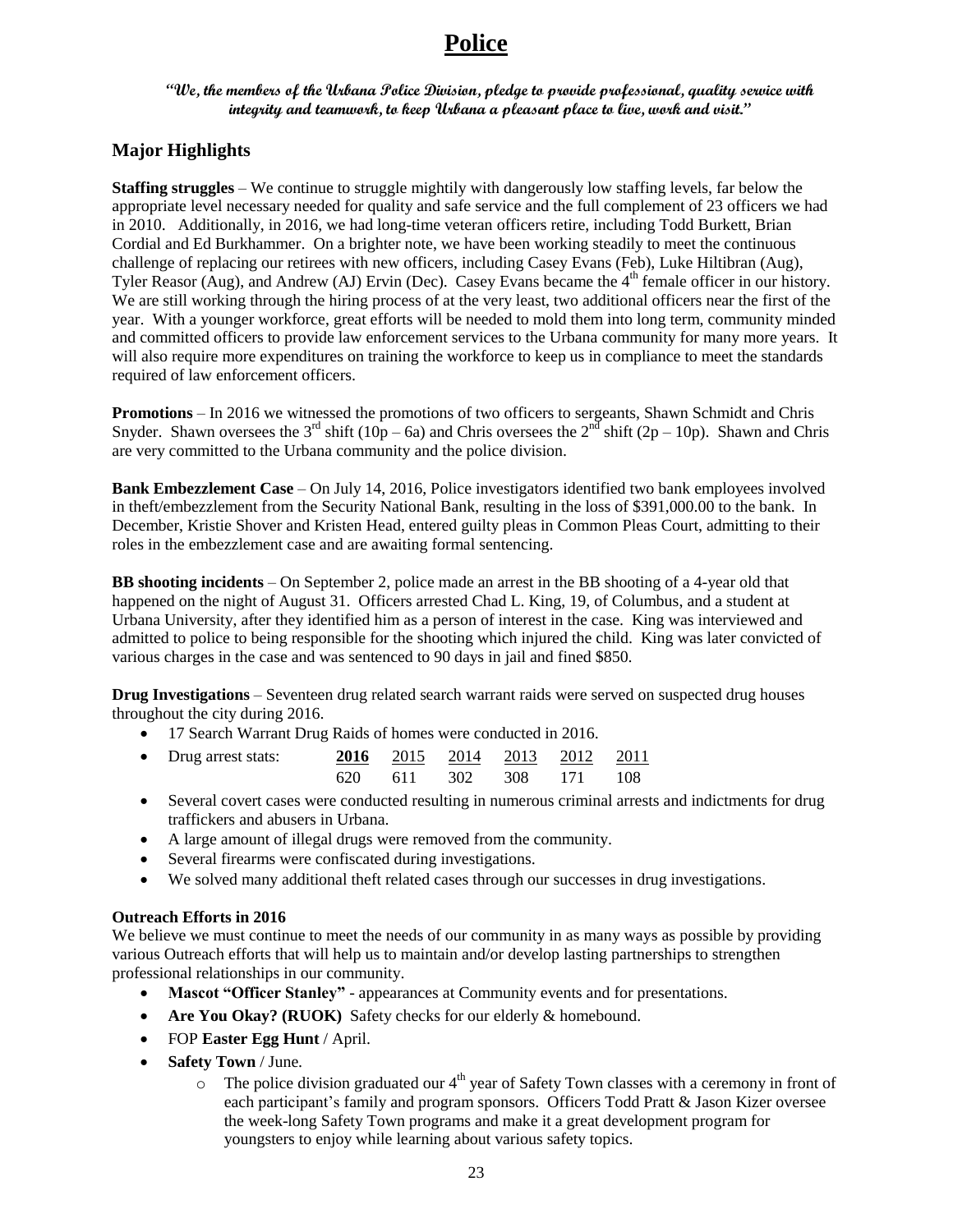# Police

***"We, the members of the Urbana Police Division, pledge to provide professional, quality service with integrity and teamwork, to keep Urbana a pleasant place to live, work and visit."***

## Major Highlights

**Staffing struggles** – We continue to struggle mightily with dangerously low staffing levels, far below the appropriate level necessary needed for quality and safe service and the full complement of 23 officers we had in 2010. Additionally, in 2016, we had long-time veteran officers retire, including Todd Burkett, Brian Cordial and Ed Burkhammer. On a brighter note, we have been working steadily to meet the continuous challenge of replacing our retirees with new officers, including Casey Evans (Feb), Luke Hiltibran (Aug), Tyler Reasor (Aug), and Andrew (AJ) Ervin (Dec). Casey Evans became the 4th female officer in our history. We are still working through the hiring process of at the very least, two additional officers near the first of the year. With a younger workforce, great efforts will be needed to mold them into long term, community minded and committed officers to provide law enforcement services to the Urbana community for many more years. It will also require more expenditures on training the workforce to keep us in compliance to meet the standards required of law enforcement officers.

**Promotions** – In 2016 we witnessed the promotions of two officers to sergeants, Shawn Schmidt and Chris Snyder. Shawn oversees the 3rd shift (10p – 6a) and Chris oversees the 2nd shift (2p – 10p). Shawn and Chris are very committed to the Urbana community and the police division.

**Bank Embezzlement Case** – On July 14, 2016, Police investigators identified two bank employees involved in theft/embezzlement from the Security National Bank, resulting in the loss of $391,000.00 to the bank. In December, Kristie Shover and Kristen Head, entered guilty pleas in Common Pleas Court, admitting to their roles in the embezzlement case and are awaiting formal sentencing.

**BB shooting incidents** – On September 2, police made an arrest in the BB shooting of a 4-year old that happened on the night of August 31. Officers arrested Chad L. King, 19, of Columbus, and a student at Urbana University, after they identified him as a person of interest in the case. King was interviewed and admitted to police to being responsible for the shooting which injured the child. King was later convicted of various charges in the case and was sentenced to 90 days in jail and fined $850.

**Drug Investigations** – Seventeen drug related search warrant raids were served on suspected drug houses throughout the city during 2016.

- 17 Search Warrant Drug Raids of homes were conducted in 2016.
- Drug arrest stats:

| **2016** | 2015 | 2014 | 2013 | 2012 | 2011 |
|---|---|---|---|---|---|
| 620 | 611 | 302 | 308 | 171 | 108 |

- Several covert cases were conducted resulting in numerous criminal arrests and indictments for drug traffickers and abusers in Urbana.
- A large amount of illegal drugs were removed from the community.
- Several firearms were confiscated during investigations.
- We solved many additional theft related cases through our successes in drug investigations.

**Outreach Efforts in 2016**

We believe we must continue to meet the needs of our community in as many ways as possible by providing various Outreach efforts that will help us to maintain and/or develop lasting partnerships to strengthen professional relationships in our community.

- **Mascot "Officer Stanley"** - appearances at Community events and for presentations.
- **Are You Okay? (RUOK)** Safety checks for our elderly & homebound.
- FOP **Easter Egg Hunt** / April.
- **Safety Town** / June.
  - The police division graduated our 4th year of Safety Town classes with a ceremony in front of each participant's family and program sponsors. Officers Todd Pratt & Jason Kizer oversee the week-long Safety Town programs and make it a great development program for youngsters to enjoy while learning about various safety topics.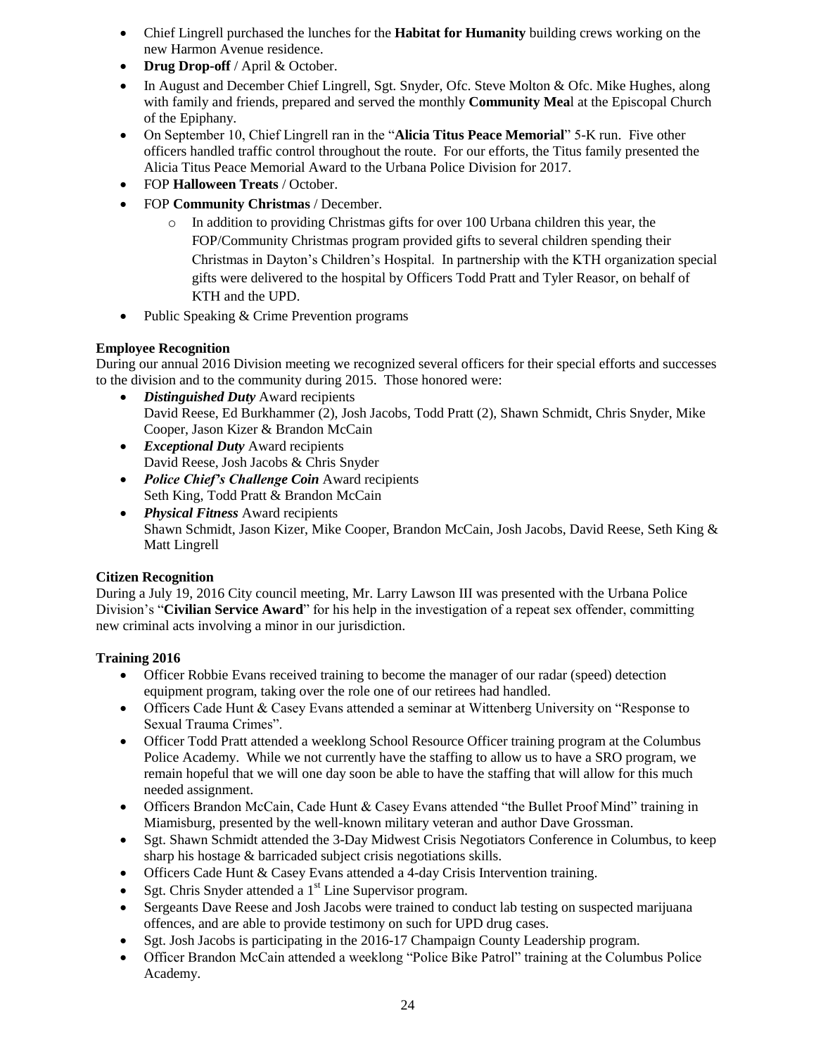- Chief Lingrell purchased the lunches for the **Habitat for Humanity** building crews working on the new Harmon Avenue residence.
- **Drug Drop-off** / April & October.
- In August and December Chief Lingrell, Sgt. Snyder, Ofc. Steve Molton & Ofc. Mike Hughes, along with family and friends, prepared and served the monthly **Community Mea**l at the Episcopal Church of the Epiphany.
- On September 10, Chief Lingrell ran in the "**Alicia Titus Peace Memorial**" 5-K run. Five other officers handled traffic control throughout the route. For our efforts, the Titus family presented the Alicia Titus Peace Memorial Award to the Urbana Police Division for 2017.
- FOP **Halloween Treats** / October.
- FOP **Community Christmas** / December.
    - In addition to providing Christmas gifts for over 100 Urbana children this year, the FOP/Community Christmas program provided gifts to several children spending their Christmas in Dayton's Children's Hospital. In partnership with the KTH organization special gifts were delivered to the hospital by Officers Todd Pratt and Tyler Reasor, on behalf of KTH and the UPD.
- Public Speaking & Crime Prevention programs

**Employee Recognition**

During our annual 2016 Division meeting we recognized several officers for their special efforts and successes to the division and to the community during 2015. Those honored were:

- ***Distinguished Duty*** Award recipients
  David Reese, Ed Burkhammer (2), Josh Jacobs, Todd Pratt (2), Shawn Schmidt, Chris Snyder, Mike Cooper, Jason Kizer & Brandon McCain
- ***Exceptional Duty*** Award recipients
  David Reese, Josh Jacobs & Chris Snyder
- ***Police Chief's Challenge Coin*** Award recipients
  Seth King, Todd Pratt & Brandon McCain
- ***Physical Fitness*** Award recipients
  Shawn Schmidt, Jason Kizer, Mike Cooper, Brandon McCain, Josh Jacobs, David Reese, Seth King & Matt Lingrell

**Citizen Recognition**

During a July 19, 2016 City council meeting, Mr. Larry Lawson III was presented with the Urbana Police Division's "**Civilian Service Award**" for his help in the investigation of a repeat sex offender, committing new criminal acts involving a minor in our jurisdiction.

**Training 2016**

- Officer Robbie Evans received training to become the manager of our radar (speed) detection equipment program, taking over the role one of our retirees had handled.
- Officers Cade Hunt & Casey Evans attended a seminar at Wittenberg University on "Response to Sexual Trauma Crimes".
- Officer Todd Pratt attended a weeklong School Resource Officer training program at the Columbus Police Academy. While we not currently have the staffing to allow us to have a SRO program, we remain hopeful that we will one day soon be able to have the staffing that will allow for this much needed assignment.
- Officers Brandon McCain, Cade Hunt & Casey Evans attended "the Bullet Proof Mind" training in Miamisburg, presented by the well-known military veteran and author Dave Grossman.
- Sgt. Shawn Schmidt attended the 3-Day Midwest Crisis Negotiators Conference in Columbus, to keep sharp his hostage & barricaded subject crisis negotiations skills.
- Officers Cade Hunt & Casey Evans attended a 4-day Crisis Intervention training.
- Sgt. Chris Snyder attended a 1st Line Supervisor program.
- Sergeants Dave Reese and Josh Jacobs were trained to conduct lab testing on suspected marijuana offences, and are able to provide testimony on such for UPD drug cases.
- Sgt. Josh Jacobs is participating in the 2016-17 Champaign County Leadership program.
- Officer Brandon McCain attended a weeklong "Police Bike Patrol" training at the Columbus Police Academy.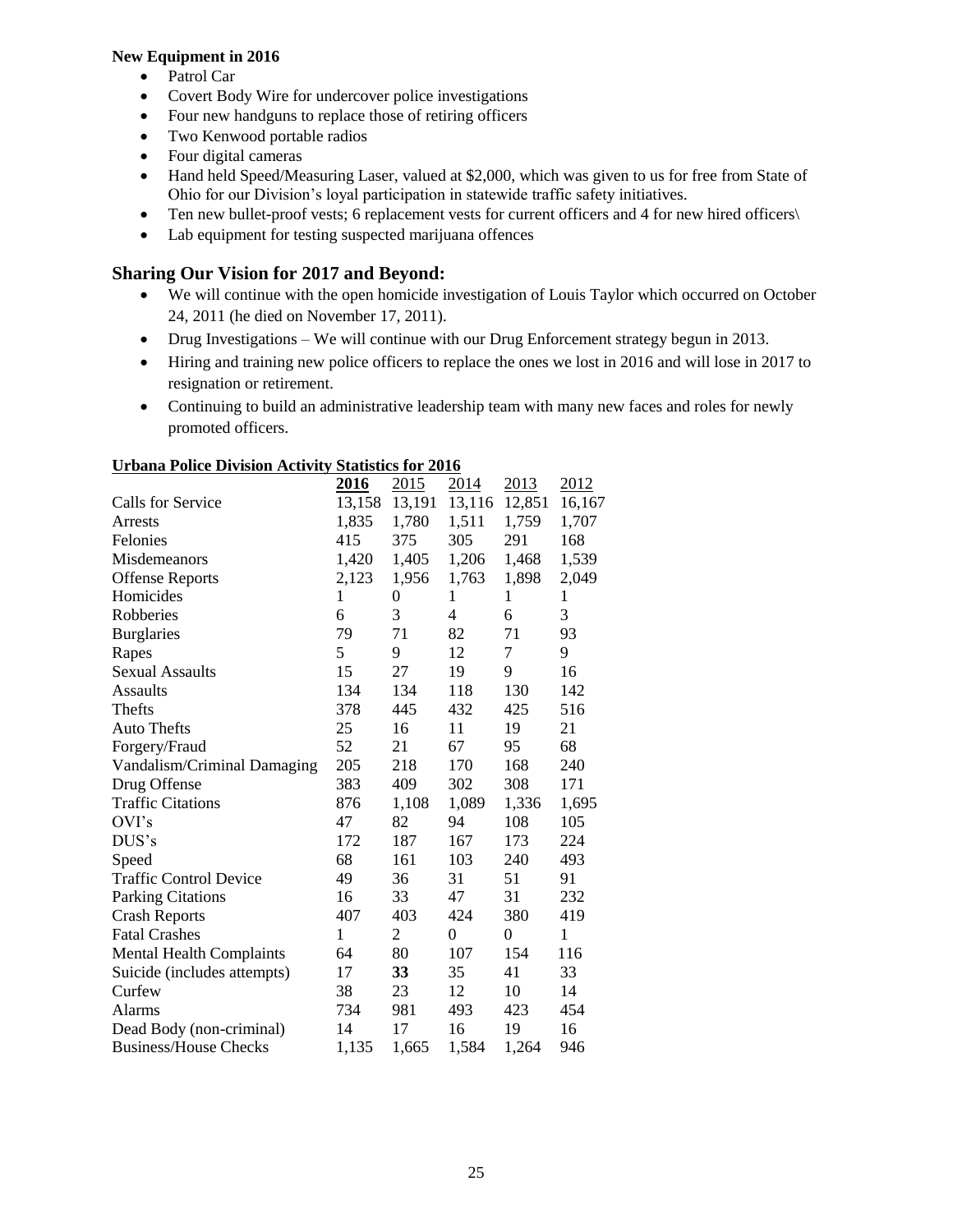**New Equipment in 2016**

- Patrol Car
- Covert Body Wire for undercover police investigations
- Four new handguns to replace those of retiring officers
- Two Kenwood portable radios
- Four digital cameras
- Hand held Speed/Measuring Laser, valued at $2,000, which was given to us for free from State of Ohio for our Division's loyal participation in statewide traffic safety initiatives.
- Ten new bullet-proof vests; 6 replacement vests for current officers and 4 for new hired officers\
- Lab equipment for testing suspected marijuana offences

## Sharing Our Vision for 2017 and Beyond:

- We will continue with the open homicide investigation of Louis Taylor which occurred on October 24, 2011 (he died on November 17, 2011).
- Drug Investigations – We will continue with our Drug Enforcement strategy begun in 2013.
- Hiring and training new police officers to replace the ones we lost in 2016 and will lose in 2017 to resignation or retirement.
- Continuing to build an administrative leadership team with many new faces and roles for newly promoted officers.

**Urbana Police Division Activity Statistics for 2016**

| | **2016** | 2015 | 2014 | 2013 | 2012 |
|---|---|---|---|---|---|
| Calls for Service | 13,158 | 13,191 | 13,116 | 12,851 | 16,167 |
| Arrests | 1,835 | 1,780 | 1,511 | 1,759 | 1,707 |
| Felonies | 415 | 375 | 305 | 291 | 168 |
| Misdemeanors | 1,420 | 1,405 | 1,206 | 1,468 | 1,539 |
| Offense Reports | 2,123 | 1,956 | 1,763 | 1,898 | 2,049 |
| Homicides | 1 | 0 | 1 | 1 | 1 |
| Robberies | 6 | 3 | 4 | 6 | 3 |
| Burglaries | 79 | 71 | 82 | 71 | 93 |
| Rapes | 5 | 9 | 12 | 7 | 9 |
| Sexual Assaults | 15 | 27 | 19 | 9 | 16 |
| Assaults | 134 | 134 | 118 | 130 | 142 |
| Thefts | 378 | 445 | 432 | 425 | 516 |
| Auto Thefts | 25 | 16 | 11 | 19 | 21 |
| Forgery/Fraud | 52 | 21 | 67 | 95 | 68 |
| Vandalism/Criminal Damaging | 205 | 218 | 170 | 168 | 240 |
| Drug Offense | 383 | 409 | 302 | 308 | 171 |
| Traffic Citations | 876 | 1,108 | 1,089 | 1,336 | 1,695 |
| OVI's | 47 | 82 | 94 | 108 | 105 |
| DUS's | 172 | 187 | 167 | 173 | 224 |
| Speed | 68 | 161 | 103 | 240 | 493 |
| Traffic Control Device | 49 | 36 | 31 | 51 | 91 |
| Parking Citations | 16 | 33 | 47 | 31 | 232 |
| Crash Reports | 407 | 403 | 424 | 380 | 419 |
| Fatal Crashes | 1 | 2 | 0 | 0 | 1 |
| Mental Health Complaints | 64 | 80 | 107 | 154 | 116 |
| Suicide (includes attempts) | 17 | **33** | 35 | 41 | 33 |
| Curfew | 38 | 23 | 12 | 10 | 14 |
| Alarms | 734 | 981 | 493 | 423 | 454 |
| Dead Body (non-criminal) | 14 | 17 | 16 | 19 | 16 |
| Business/House Checks | 1,135 | 1,665 | 1,584 | 1,264 | 946 |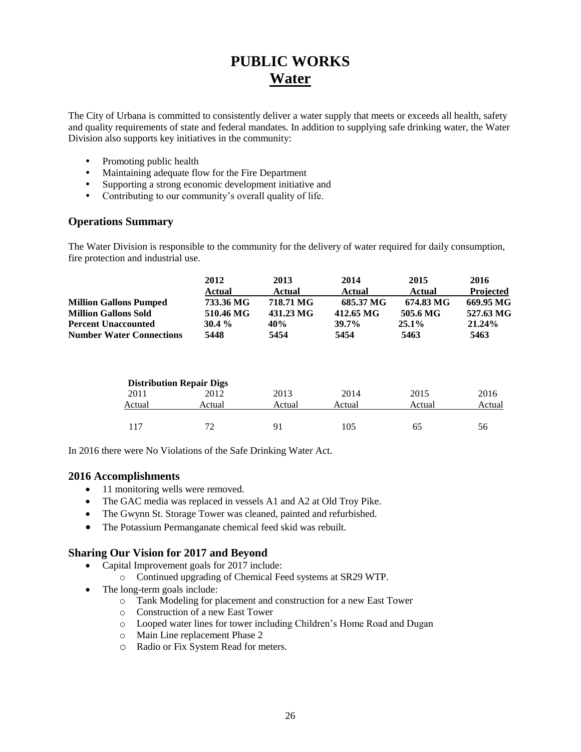# PUBLIC WORKS
## Water

The City of Urbana is committed to consistently deliver a water supply that meets or exceeds all health, safety and quality requirements of state and federal mandates. In addition to supplying safe drinking water, the Water Division also supports key initiatives in the community:

- Promoting public health
- Maintaining adequate flow for the Fire Department
- Supporting a strong economic development initiative and
- Contributing to our community's overall quality of life.

### Operations Summary

The Water Division is responsible to the community for the delivery of water required for daily consumption, fire protection and industrial use.

| | 2012 Actual | 2013 Actual | 2014 Actual | 2015 Actual | 2016 Projected |
|---|---|---|---|---|---|
| **Million Gallons Pumped** | 733.36 MG | 718.71 MG | 685.37 MG | 674.83 MG | 669.95 MG |
| **Million Gallons Sold** | 510.46 MG | 431.23 MG | 412.65 MG | 505.6 MG | 527.63 MG |
| **Percent Unaccounted** | 30.4 % | 40% | 39.7% | 25.1% | 21.24% |
| **Number Water Connections** | 5448 | 5454 | 5454 | 5463 | 5463 |

**Distribution Repair Digs**

| 2011 Actual | 2012 Actual | 2013 Actual | 2014 Actual | 2015 Actual | 2016 Actual |
|---|---|---|---|---|---|
| 117 | 72 | 91 | 105 | 65 | 56 |

In 2016 there were No Violations of the Safe Drinking Water Act.

### 2016 Accomplishments

- 11 monitoring wells were removed.
- The GAC media was replaced in vessels A1 and A2 at Old Troy Pike.
- The Gwynn St. Storage Tower was cleaned, painted and refurbished.
- The Potassium Permanganate chemical feed skid was rebuilt.

### Sharing Our Vision for 2017 and Beyond

- Capital Improvement goals for 2017 include:
  - Continued upgrading of Chemical Feed systems at SR29 WTP.
- The long-term goals include:
  - Tank Modeling for placement and construction for a new East Tower
  - Construction of a new East Tower
  - Looped water lines for tower including Children's Home Road and Dugan
  - Main Line replacement Phase 2
  - Radio or Fix System Read for meters.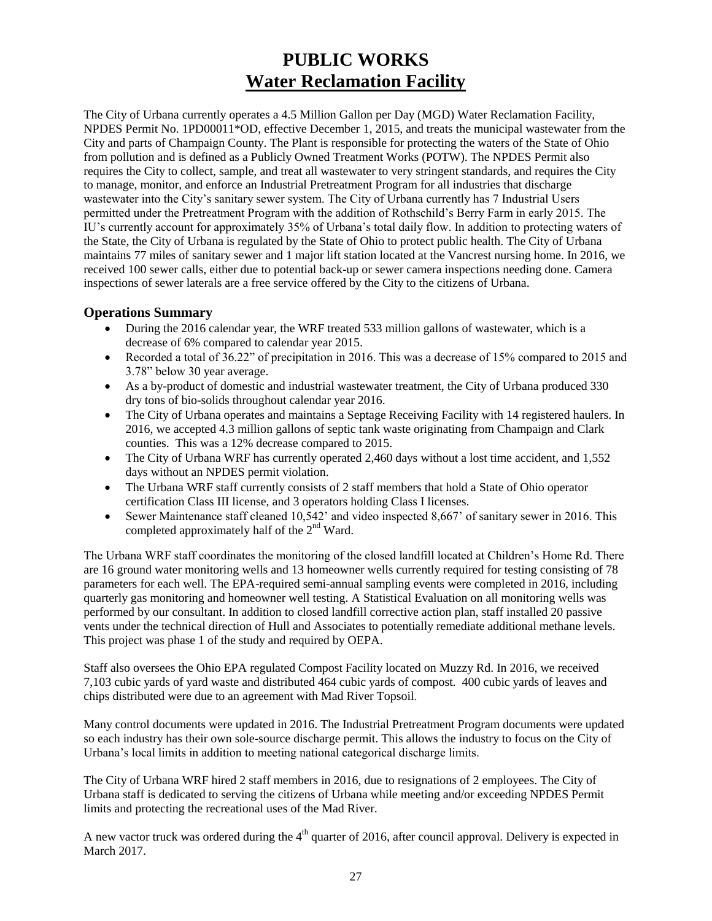# PUBLIC WORKS
## Water Reclamation Facility

The City of Urbana currently operates a 4.5 Million Gallon per Day (MGD) Water Reclamation Facility, NPDES Permit No. 1PD00011*OD, effective December 1, 2015, and treats the municipal wastewater from the City and parts of Champaign County. The Plant is responsible for protecting the waters of the State of Ohio from pollution and is defined as a Publicly Owned Treatment Works (POTW). The NPDES Permit also requires the City to collect, sample, and treat all wastewater to very stringent standards, and requires the City to manage, monitor, and enforce an Industrial Pretreatment Program for all industries that discharge wastewater into the City's sanitary sewer system. The City of Urbana currently has 7 Industrial Users permitted under the Pretreatment Program with the addition of Rothschild's Berry Farm in early 2015. The IU's currently account for approximately 35% of Urbana's total daily flow. In addition to protecting waters of the State, the City of Urbana is regulated by the State of Ohio to protect public health. The City of Urbana maintains 77 miles of sanitary sewer and 1 major lift station located at the Vancrest nursing home. In 2016, we received 100 sewer calls, either due to potential back-up or sewer camera inspections needing done. Camera inspections of sewer laterals are a free service offered by the City to the citizens of Urbana.

### Operations Summary

- During the 2016 calendar year, the WRF treated 533 million gallons of wastewater, which is a decrease of 6% compared to calendar year 2015.
- Recorded a total of 36.22" of precipitation in 2016. This was a decrease of 15% compared to 2015 and 3.78" below 30 year average.
- As a by-product of domestic and industrial wastewater treatment, the City of Urbana produced 330 dry tons of bio-solids throughout calendar year 2016.
- The City of Urbana operates and maintains a Septage Receiving Facility with 14 registered haulers. In 2016, we accepted 4.3 million gallons of septic tank waste originating from Champaign and Clark counties. This was a 12% decrease compared to 2015.
- The City of Urbana WRF has currently operated 2,460 days without a lost time accident, and 1,552 days without an NPDES permit violation.
- The Urbana WRF staff currently consists of 2 staff members that hold a State of Ohio operator certification Class III license, and 3 operators holding Class I licenses.
- Sewer Maintenance staff cleaned 10,542' and video inspected 8,667' of sanitary sewer in 2016. This completed approximately half of the 2nd Ward.

The Urbana WRF staff coordinates the monitoring of the closed landfill located at Children's Home Rd. There are 16 ground water monitoring wells and 13 homeowner wells currently required for testing consisting of 78 parameters for each well. The EPA-required semi-annual sampling events were completed in 2016, including quarterly gas monitoring and homeowner well testing. A Statistical Evaluation on all monitoring wells was performed by our consultant. In addition to closed landfill corrective action plan, staff installed 20 passive vents under the technical direction of Hull and Associates to potentially remediate additional methane levels. This project was phase 1 of the study and required by OEPA.

Staff also oversees the Ohio EPA regulated Compost Facility located on Muzzy Rd. In 2016, we received 7,103 cubic yards of yard waste and distributed 464 cubic yards of compost. 400 cubic yards of leaves and chips distributed were due to an agreement with Mad River Topsoil.

Many control documents were updated in 2016. The Industrial Pretreatment Program documents were updated so each industry has their own sole-source discharge permit. This allows the industry to focus on the City of Urbana's local limits in addition to meeting national categorical discharge limits.

The City of Urbana WRF hired 2 staff members in 2016, due to resignations of 2 employees. The City of Urbana staff is dedicated to serving the citizens of Urbana while meeting and/or exceeding NPDES Permit limits and protecting the recreational uses of the Mad River.

A new vactor truck was ordered during the 4th quarter of 2016, after council approval. Delivery is expected in March 2017.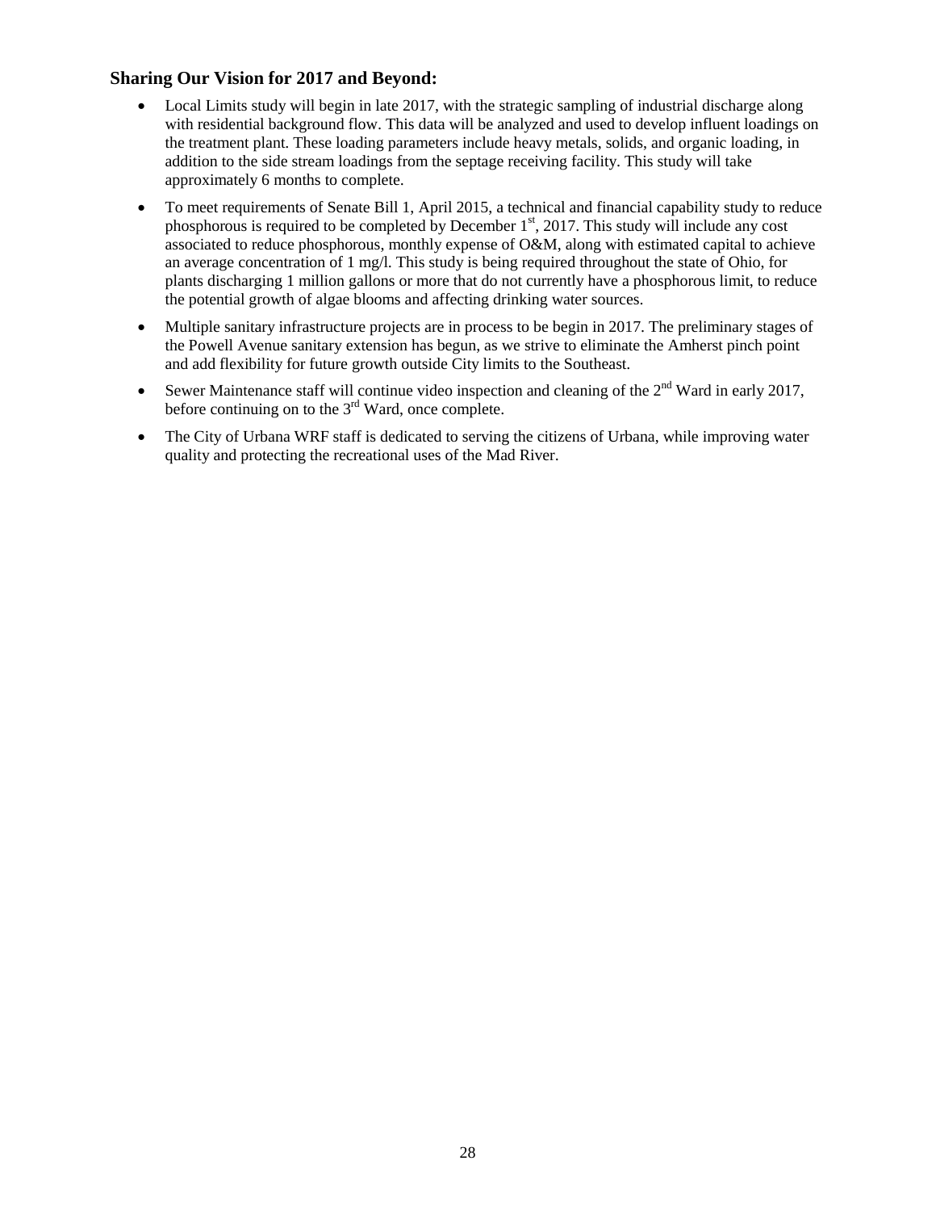## Sharing Our Vision for 2017 and Beyond:

- Local Limits study will begin in late 2017, with the strategic sampling of industrial discharge along with residential background flow. This data will be analyzed and used to develop influent loadings on the treatment plant. These loading parameters include heavy metals, solids, and organic loading, in addition to the side stream loadings from the septage receiving facility. This study will take approximately 6 months to complete.
- To meet requirements of Senate Bill 1, April 2015, a technical and financial capability study to reduce phosphorous is required to be completed by December 1st, 2017. This study will include any cost associated to reduce phosphorous, monthly expense of O&M, along with estimated capital to achieve an average concentration of 1 mg/l. This study is being required throughout the state of Ohio, for plants discharging 1 million gallons or more that do not currently have a phosphorous limit, to reduce the potential growth of algae blooms and affecting drinking water sources.
- Multiple sanitary infrastructure projects are in process to be begin in 2017. The preliminary stages of the Powell Avenue sanitary extension has begun, as we strive to eliminate the Amherst pinch point and add flexibility for future growth outside City limits to the Southeast.
- Sewer Maintenance staff will continue video inspection and cleaning of the 2nd Ward in early 2017, before continuing on to the 3rd Ward, once complete.
- The City of Urbana WRF staff is dedicated to serving the citizens of Urbana, while improving water quality and protecting the recreational uses of the Mad River.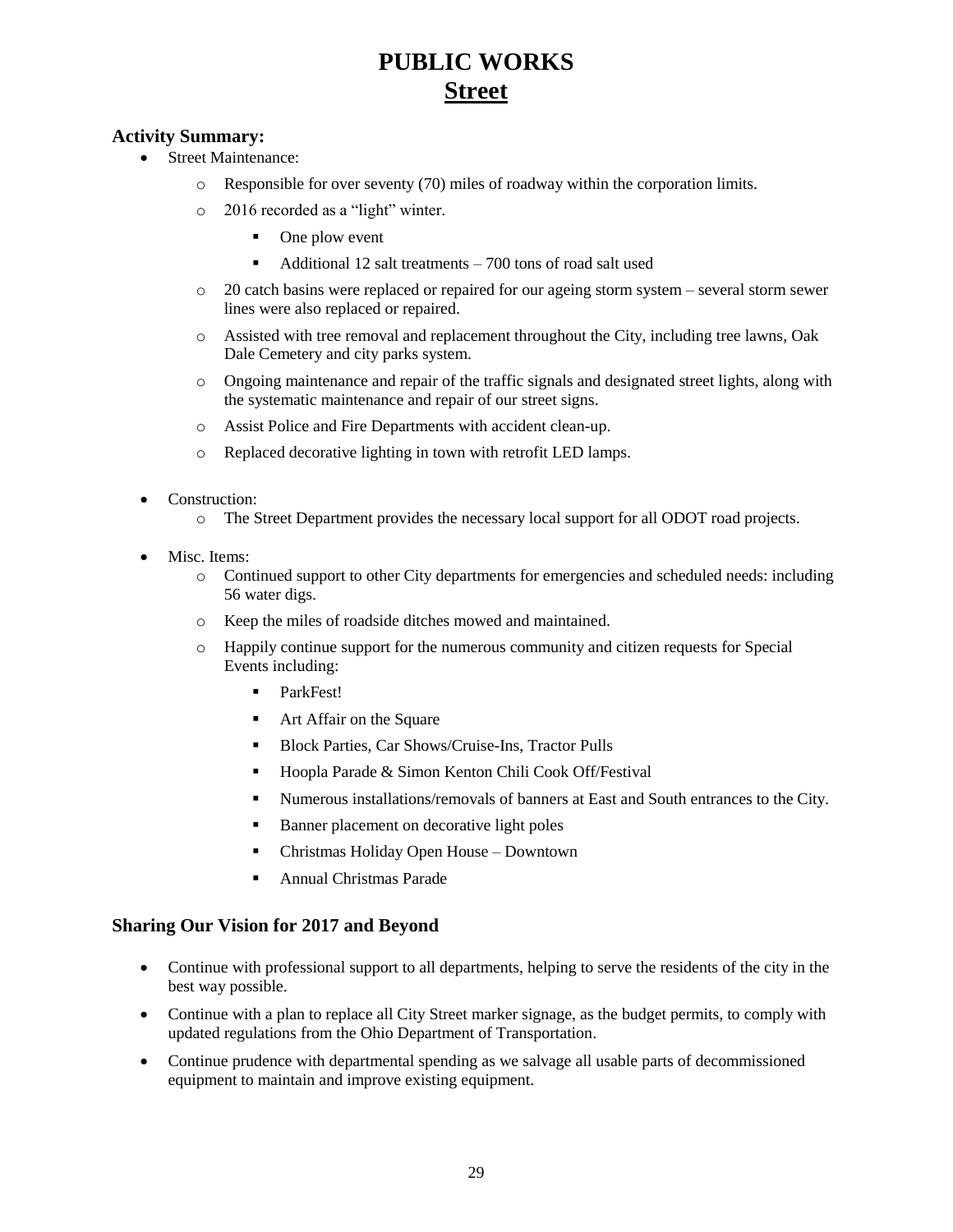# PUBLIC WORKS
## Street

### Activity Summary:

- Street Maintenance:
  - Responsible for over seventy (70) miles of roadway within the corporation limits.
  - 2016 recorded as a "light" winter.
    - One plow event
    - Additional 12 salt treatments – 700 tons of road salt used
  - 20 catch basins were replaced or repaired for our ageing storm system – several storm sewer lines were also replaced or repaired.
  - Assisted with tree removal and replacement throughout the City, including tree lawns, Oak Dale Cemetery and city parks system.
  - Ongoing maintenance and repair of the traffic signals and designated street lights, along with the systematic maintenance and repair of our street signs.
  - Assist Police and Fire Departments with accident clean-up.
  - Replaced decorative lighting in town with retrofit LED lamps.

- Construction:
  - The Street Department provides the necessary local support for all ODOT road projects.

- Misc. Items:
  - Continued support to other City departments for emergencies and scheduled needs: including 56 water digs.
  - Keep the miles of roadside ditches mowed and maintained.
  - Happily continue support for the numerous community and citizen requests for Special Events including:
    - ParkFest!
    - Art Affair on the Square
    - Block Parties, Car Shows/Cruise-Ins, Tractor Pulls
    - Hoopla Parade & Simon Kenton Chili Cook Off/Festival
    - Numerous installations/removals of banners at East and South entrances to the City.
    - Banner placement on decorative light poles
    - Christmas Holiday Open House – Downtown
    - Annual Christmas Parade

### Sharing Our Vision for 2017 and Beyond

- Continue with professional support to all departments, helping to serve the residents of the city in the best way possible.
- Continue with a plan to replace all City Street marker signage, as the budget permits, to comply with updated regulations from the Ohio Department of Transportation.
- Continue prudence with departmental spending as we salvage all usable parts of decommissioned equipment to maintain and improve existing equipment.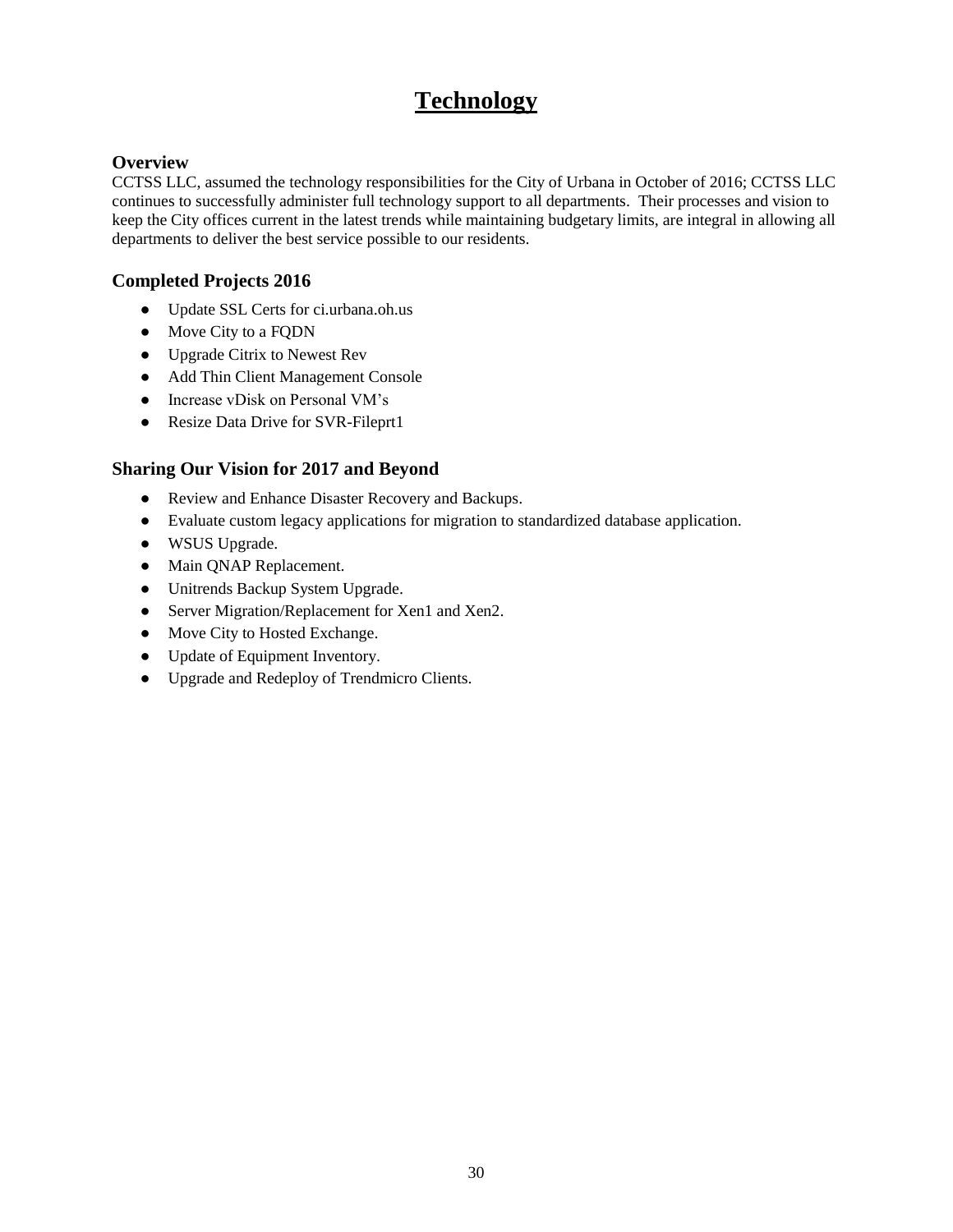# Technology

## Overview

CCTSS LLC, assumed the technology responsibilities for the City of Urbana in October of 2016; CCTSS LLC continues to successfully administer full technology support to all departments. Their processes and vision to keep the City offices current in the latest trends while maintaining budgetary limits, are integral in allowing all departments to deliver the best service possible to our residents.

## Completed Projects 2016

- Update SSL Certs for ci.urbana.oh.us
- Move City to a FQDN
- Upgrade Citrix to Newest Rev
- Add Thin Client Management Console
- Increase vDisk on Personal VM's
- Resize Data Drive for SVR-Fileprt1

## Sharing Our Vision for 2017 and Beyond

- Review and Enhance Disaster Recovery and Backups.
- Evaluate custom legacy applications for migration to standardized database application.
- WSUS Upgrade.
- Main QNAP Replacement.
- Unitrends Backup System Upgrade.
- Server Migration/Replacement for Xen1 and Xen2.
- Move City to Hosted Exchange.
- Update of Equipment Inventory.
- Upgrade and Redeploy of Trendmicro Clients.